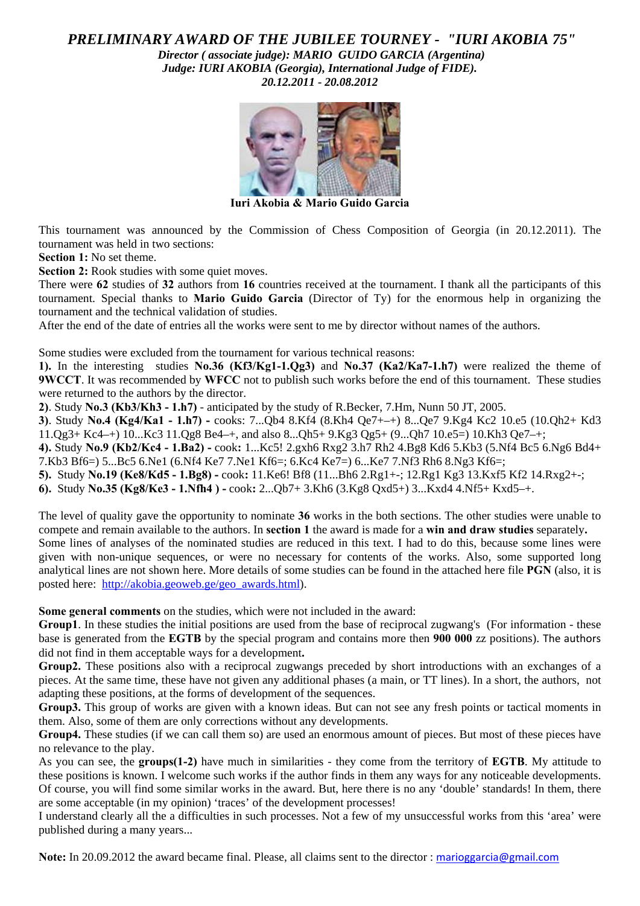# *PRELIMINARY AWARD OF THE JUBILEE TOURNEY - "IURI AKOBIA 75"*

***Director ( associate judge): MARIO GUIDO GARCIA (Argentina)***
***Judge: IURI AKOBIA (Georgia), International Judge of FIDE).***
***20.12.2011 - 20.08.2012***

**Iuri Akobia & Mario Guido Garcia**

This tournament was announced by the Commission of Chess Composition of Georgia (in 20.12.2011). The tournament was held in two sections:

**Section 1:** No set theme.

**Section 2:** Rook studies with some quiet moves.

There were **62** studies of **32** authors from **16** countries received at the tournament. I thank all the participants of this tournament. Special thanks to **Mario Guido Garcia** (Director of Ty) for the enormous help in organizing the tournament and the technical validation of studies.

After the end of the date of entries all the works were sent to me by director without names of the authors.

Some studies were excluded from the tournament for various technical reasons:

**1).** In the interesting studies **No.36 (Kf3/Kg1-1.Qg3)** and **No.37 (Ka2/Ka7-1.h7)** were realized the theme of **9WCCT**. It was recommended by **WFCC** not to publish such works before the end of this tournament. These studies were returned to the authors by the director.

**2)**. Study **No.3 (Kb3/Kh3 - 1.h7)** - anticipated by the study of R.Becker, 7.Hm, Nunn 50 JT, 2005.

**3)**. Study **No.4 (Kg4/Ka1 - 1.h7) -** cooks: 7...Qb4 8.Kf4 (8.Kh4 Qe7+–+) 8...Qe7 9.Kg4 Kc2 10.e5 (10.Qh2+ Kd3 11.Qg3+ Kc4–+) 10...Kc3 11.Qg8 Be4–+, and also 8...Qh5+ 9.Kg3 Qg5+ (9...Qh7 10.e5=) 10.Kh3 Qe7–+;

**4).** Study **No.9 (Kb2/Kc4 - 1.Ba2) -** cook**:** 1...Kc5! 2.gxh6 Rxg2 3.h7 Rh2 4.Bg8 Kd6 5.Kb3 (5.Nf4 Bc5 6.Ng6 Bd4+ 7.Kb3 Bf6=) 5...Bc5 6.Ne1 (6.Nf4 Ke7 7.Ne1 Kf6=; 6.Kc4 Ke7=) 6...Ke7 7.Nf3 Rh6 8.Ng3 Kf6=;

**5).** Study **No.19 (Ke8/Kd5 - 1.Bg8) -** cook**:** 11.Ke6! Bf8 (11...Bh6 2.Rg1+-; 12.Rg1 Kg3 13.Kxf5 Kf2 14.Rxg2+-;

**6).** Study **No.35 (Kg8/Ke3 - 1.Nfh4 ) -** cook**:** 2...Qb7+ 3.Kh6 (3.Kg8 Qxd5+) 3...Kxd4 4.Nf5+ Kxd5–+.

The level of quality gave the opportunity to nominate **36** works in the both sections. The other studies were unable to compete and remain available to the authors. In **section 1** the award is made for a **win and draw studies** separately**.**

Some lines of analyses of the nominated studies are reduced in this text. I had to do this, because some lines were given with non-unique sequences, or were no necessary for contents of the works. Also, some supported long analytical lines are not shown here. More details of some studies can be found in the attached here file **PGN** (also, it is posted here: http://akobia.geoweb.ge/geo_awards.html).

**Some general comments** on the studies, which were not included in the award:

**Group1**. In these studies the initial positions are used from the base of reciprocal zugwang's (For information - these base is generated from the **EGTB** by the special program and contains more then **900 000** zz positions). The authors did not find in them acceptable ways for a development**.**

**Group2.** These positions also with a reciprocal zugwangs preceded by short introductions with an exchanges of a pieces. At the same time, these have not given any additional phases (a main, or TT lines). In a short, the authors, not adapting these positions, at the forms of development of the sequences.

**Group3.** This group of works are given with a known ideas. But can not see any fresh points or tactical moments in them. Also, some of them are only corrections without any developments.

**Group4.** These studies (if we can call them so) are used an enormous amount of pieces. But most of these pieces have no relevance to the play.

As you can see, the **groups(1-2)** have much in similarities - they come from the territory of **EGTB**. My attitude to these positions is known. I welcome such works if the author finds in them any ways for any noticeable developments. Of course, you will find some similar works in the award. But, here there is no any 'double' standards! In them, there are some acceptable (in my opinion) 'traces' of the development processes!

I understand clearly all the a difficulties in such processes. Not a few of my unsuccessful works from this 'area' were published during a many years...

**Note:** In 20.09.2012 the award became final. Please, all claims sent to the director : marioggarcia@gmail.com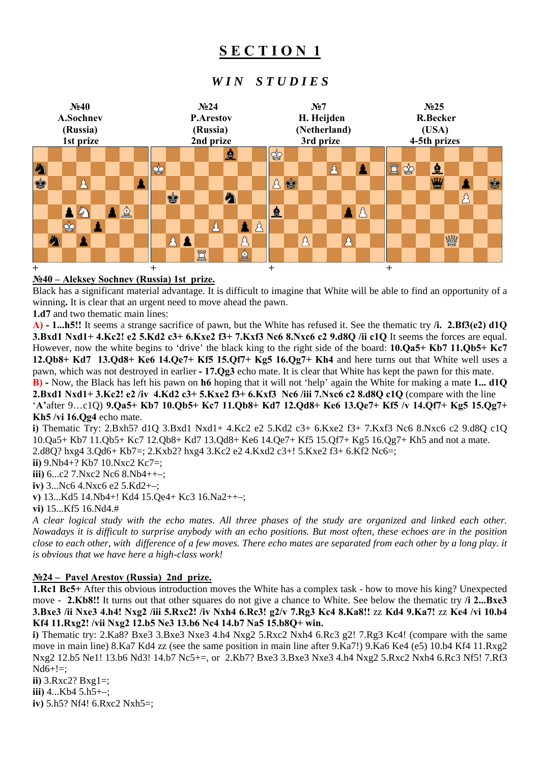# SECTION 1

## *WIN STUDIES*

| №40 | №24 | №7 | №25 |
|---|---|---|---|
| A.Sochnev | P.Arestov | H. Heijden | R.Becker |
| (Russia) | (Russia) | (Netherland) | (USA) |
| 1st prize | 2nd prize | 3rd prize | 4-5th prizes |

\+ \+ \+ \+

**№40 – Aleksey Sochnev (Russia) 1st prize.**

Black has a significant material advantage. It is difficult to imagine that White will be able to find an opportunity of a winning**.** It is clear that an urgent need to move ahead the pawn.

**1.d7** and two thematic main lines:

**A) - 1...h5!!** It seems a strange sacrifice of pawn, but the White has refused it. See the thematic try **/i. 2.Bf3(e2) d1Q 3.Bxd1 Nxd1+ 4.Kc2! e2 5.Kd2 c3+ 6.Kxe2 f3+ 7.Kxf3 Nc6 8.Nxc6 c2 9.d8Q /ii c1Q** It seems the forces are equal. However, now the white begins to 'drive' the black king to the right side of the board: **10.Qa5+ Kb7 11.Qb5+ Kc7 12.Qb8+ Kd7 13.Qd8+ Ke6 14.Qe7+ Kf5 15.Qf7+ Kg5 16.Qg7+ Kh4** and here turns out that White well uses a pawn, which was not destroyed in earlier **- 17.Qg3** echo mate. It is clear that White has kept the pawn for this mate.

**B) -** Now, the Black has left his pawn on **h6** hoping that it will not 'help' again the White for making a mate **1... d1Q 2.Bxd1 Nxd1+ 3.Kc2! e2 /iv 4.Kd2 c3+ 5.Kxe2 f3+ 6.Kxf3 Nc6 /iii 7.Nxc6 c2 8.d8Q c1Q** (compare with the line '**A**'after 9…c1Q) **9.Qa5+ Kb7 10.Qb5+ Kc7 11.Qb8+ Kd7 12.Qd8+ Ke6 13.Qe7+ Kf5 /v 14.Qf7+ Kg5 15.Qg7+ Kh5 /vi 16.Qg4** echo mate.

**i)** Thematic Try: 2.Bxh5? d1Q 3.Bxd1 Nxd1+ 4.Kc2 e2 5.Kd2 c3+ 6.Kxe2 f3+ 7.Kxf3 Nc6 8.Nxc6 c2 9.d8Q c1Q 10.Qa5+ Kb7 11.Qb5+ Kc7 12.Qb8+ Kd7 13.Qd8+ Ke6 14.Qe7+ Kf5 15.Qf7+ Kg5 16.Qg7+ Kh5 and not a mate. 2.d8Q? hxg4 3.Qd6+ Kb7=; 2.Kxb2? hxg4 3.Kc2 e2 4.Kxd2 c3+! 5.Kxe2 f3+ 6.Kf2 Nc6=;

**ii)** 9.Nb4+? Kb7 10.Nxc2 Kc7=;

**iii)** 6...c2 7.Nxc2 Nc6 8.Nb4++–;

**iv)** 3...Nc6 4.Nxc6 e2 5.Kd2+–;

**v)** 13...Kd5 14.Nb4+! Kd4 15.Qe4+ Kc3 16.Na2++–;

**vi)** 15...Kf5 16.Nd4.#

*A clear logical study with the echo mates. All three phases of the study are organized and linked each other. Nowadays it is difficult to surprise anybody with an echo positions. But most often, these echoes are in the position close to each other, with difference of a few moves. There echo mates are separated from each other by a long play. it is obvious that we have here a high-class work!*

**№24 – Pavel Arestov (Russia) 2nd prize.**

**1.Rc1 Bc5+** After this obvious introduction moves the White has a complex task - how to move his king? Unexpected move - **2.Kb8!!** It turns out that other squares do not give a chance to White. See below the thematic try **/i 2...Bxe3 3.Bxe3 /ii Nxe3 4.h4! Nxg2 /iii 5.Rxc2! /iv Nxh4 6.Rc3! g2/v 7.Rg3 Kc4 8.Ka8!!** zz **Kd4 9.Ka7!** zz **Ke4 /vi 10.b4 Kf4 11.Rxg2! /vii Nxg2 12.b5 Ne3 13.b6 Nc4 14.b7 Na5 15.b8Q+ win.**

**i)** Thematic try: 2.Ka8? Bxe3 3.Bxe3 Nxe3 4.h4 Nxg2 5.Rxc2 Nxh4 6.Rc3 g2! 7.Rg3 Kc4! (compare with the same move in main line) 8.Ka7 Kd4 zz (see the same position in main line after 9.Ka7!) 9.Ka6 Ke4 (e5) 10.b4 Kf4 11.Rxg2 Nxg2 12.b5 Ne1! 13.b6 Nd3! 14.b7 Nc5+=, or 2.Kb7? Bxe3 3.Bxe3 Nxe3 4.h4 Nxg2 5.Rxc2 Nxh4 6.Rc3 Nf5! 7.Rf3 Nd6+!=;

**ii)** 3.Rxc2? Bxg1=;

**iii)** 4...Kb4 5.h5+–;

**iv)** 5.h5? Nf4! 6.Rxc2 Nxh5=;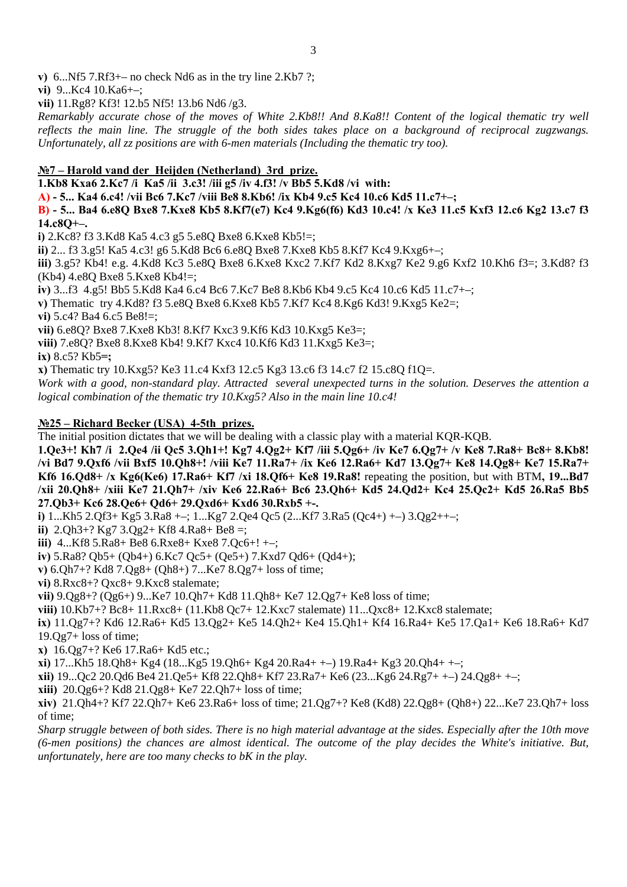**v)** 6...Nf5 7.Rf3+– no check Nd6 as in the try line 2.Kb7 ?;

**vi)** 9...Kc4 10.Ka6+–;

**vii)** 11.Rg8? Kf3! 12.b5 Nf5! 13.b6 Nd6 /g3.

*Remarkably accurate chose of the moves of White 2.Kb8!! And 8.Ka8!! Content of the logical thematic try well reflects the main line. The struggle of the both sides takes place on a background of reciprocal zugzwangs. Unfortunately, all zz positions are with 6-men materials (Including the thematic try too).*

## №7 – Harold vand der Heijden (Netherland) 3rd prize.

**1.Kb8 Kxa6 2.Kc7 /i Ka5 /ii 3.c3! /iii g5 /iv 4.f3! /v Bb5 5.Kd8 /vi with:**

**A) - 5... Ka4 6.c4! /vii Bc6 7.Kc7 /viii Be8 8.Kb6! /ix Kb4 9.c5 Kc4 10.c6 Kd5 11.c7+–;**

**B) - 5... Ba4 6.e8Q Bxe8 7.Kxe8 Kb5 8.Kf7(e7) Kc4 9.Kg6(f6) Kd3 10.c4! /x Ke3 11.c5 Kxf3 12.c6 Kg2 13.c7 f3 14.c8Q+–.**

**i)** 2.Kc8? f3 3.Kd8 Ka5 4.c3 g5 5.e8Q Bxe8 6.Kxe8 Kb5!=;

**ii)** 2... f3 3.g5! Ka5 4.c3! g6 5.Kd8 Bc6 6.e8Q Bxe8 7.Kxe8 Kb5 8.Kf7 Kc4 9.Kxg6+–;

**iii)** 3.g5? Kb4! e.g. 4.Kd8 Kc3 5.e8Q Bxe8 6.Kxe8 Kxc2 7.Kf7 Kd2 8.Kxg7 Ke2 9.g6 Kxf2 10.Kh6 f3=; 3.Kd8? f3 (Kb4) 4.e8Q Bxe8 5.Kxe8 Kb4!=;

**iv)** 3...f3 4.g5! Bb5 5.Kd8 Ka4 6.c4 Bc6 7.Kc7 Be8 8.Kb6 Kb4 9.c5 Kc4 10.c6 Kd5 11.c7+–;

**v)** Thematic try 4.Kd8? f3 5.e8Q Bxe8 6.Kxe8 Kb5 7.Kf7 Kc4 8.Kg6 Kd3! 9.Kxg5 Ke2=;

**vi)** 5.c4? Ba4 6.c5 Be8!=;

**vii)** 6.e8Q? Bxe8 7.Kxe8 Kb3! 8.Kf7 Kxc3 9.Kf6 Kd3 10.Kxg5 Ke3=;

**viii)** 7.e8Q? Bxe8 8.Kxe8 Kb4! 9.Kf7 Kxc4 10.Kf6 Kd3 11.Kxg5 Ke3=;

**ix)** 8.c5? Kb5**=;**

**x)** Thematic try 10.Kxg5? Ke3 11.c4 Kxf3 12.c5 Kg3 13.c6 f3 14.c7 f2 15.c8Q f1Q=.

*Work with a good, non-standard play. Attracted several unexpected turns in the solution. Deserves the attention a logical combination of the thematic try 10.Kxg5? Also in the main line 10.c4!*

## №25 – Richard Becker (USA) 4-5th prizes.

The initial position dictates that we will be dealing with a classic play with a material KQR-KQB.

**1.Qe3+! Kh7 /i 2.Qe4 /ii Qc5 3.Qh1+! Kg7 4.Qg2+ Kf7 /iii 5.Qg6+ /iv Ke7 6.Qg7+ /v Ke8 7.Ra8+ Bc8+ 8.Kb8! /vi Bd7 9.Qxf6 /vii Bxf5 10.Qh8+! /viii Ke7 11.Ra7+ /ix Ke6 12.Ra6+ Kd7 13.Qg7+ Ke8 14.Qg8+ Ke7 15.Ra7+ Kf6 16.Qd8+ /x Kg6(Ke6) 17.Ra6+ Kf7 /xi 18.Qf6+ Ke8 19.Ra8!** repeating the position, but with BTM**, 19...Bd7 /xii 20.Qh8+ /xiii Ke7 21.Qh7+ /xiv Ke6 22.Ra6+ Bc6 23.Qh6+ Kd5 24.Qd2+ Kc4 25.Qc2+ Kd5 26.Ra5 Bb5 27.Qb3+ Kc6 28.Qe6+ Qd6+ 29.Qxd6+ Kxd6 30.Rxb5 +-.**

**i)** 1...Kh5 2.Qf3+ Kg5 3.Ra8 +–; 1...Kg7 2.Qe4 Qc5 (2...Kf7 3.Ra5 (Qc4+) +–) 3.Qg2++–;

**ii)** 2.Qh3+? Kg7 3.Qg2+ Kf8 4.Ra8+ Be8 =;

**iii)** 4...Kf8 5.Ra8+ Be8 6.Rxe8+ Kxe8 7.Qc6+! +–;

**iv**) 5.Ra8? Qb5+ (Qb4+) 6.Kc7 Qc5+ (Qe5+) 7.Kxd7 Qd6+ (Qd4+);

**v)** 6.Qh7+? Kd8 7.Qg8+ (Qh8+) 7...Ke7 8.Qg7+ loss of time;

**vi)** 8.Rxc8+? Qxc8+ 9.Kxc8 stalemate;

**vii)** 9.Qg8+? (Qg6+) 9...Ke7 10.Qh7+ Kd8 11.Qh8+ Ke7 12.Qg7+ Ke8 loss of time;

**viii)** 10.Kb7+? Bc8+ 11.Rxc8+ (11.Kb8 Qc7+ 12.Kxc7 stalemate) 11...Qxc8+ 12.Kxc8 stalemate;

**ix)** 11.Qg7+? Kd6 12.Ra6+ Kd5 13.Qg2+ Ke5 14.Qh2+ Ke4 15.Qh1+ Kf4 16.Ra4+ Ke5 17.Qa1+ Ke6 18.Ra6+ Kd7 19.Qg7+ loss of time;

**x)** 16.Qg7+? Ke6 17.Ra6+ Kd5 etc.;

**xi)** 17...Kh5 18.Qh8+ Kg4 (18...Kg5 19.Qh6+ Kg4 20.Ra4+ +–) 19.Ra4+ Kg3 20.Qh4+ +–;

**xii)** 19...Qc2 20.Qd6 Be4 21.Qe5+ Kf8 22.Qh8+ Kf7 23.Ra7+ Ke6 (23...Kg6 24.Rg7+ +–) 24.Qg8+ +–;

**xiii)** 20.Qg6+? Kd8 21.Qg8+ Ke7 22.Qh7+ loss of time;

**xiv)** 21.Qh4+? Kf7 22.Qh7+ Ke6 23.Ra6+ loss of time; 21.Qg7+? Ke8 (Kd8) 22.Qg8+ (Qh8+) 22...Ke7 23.Qh7+ loss of time;

*Sharp struggle between of both sides. There is no high material advantage at the sides. Especially after the 10th move (6-men positions) the chances are almost identical. The outcome of the play decides the White's initiative. But, unfortunately, here are too many checks to bK in the play.*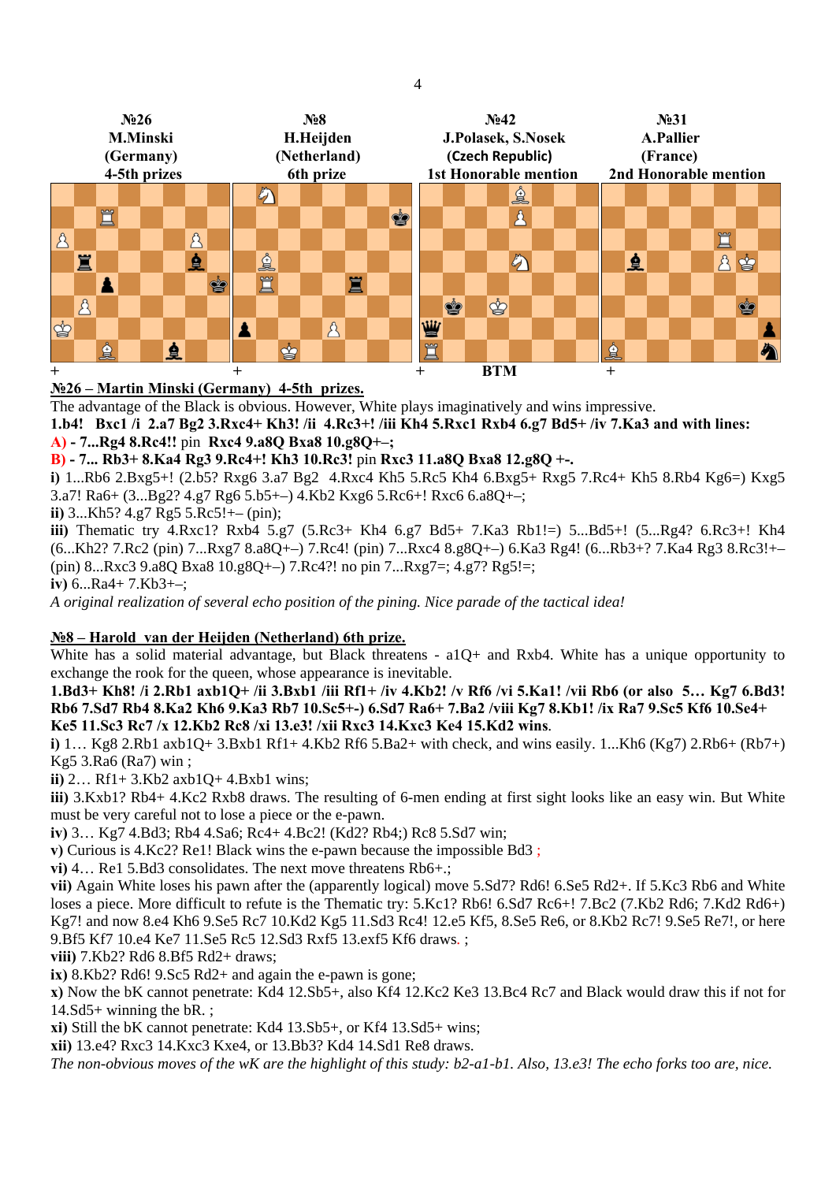| №26 | №8 | №42 | №31 |
|---|---|---|---|
| M.Minski | H.Heijden | J.Polasek, S.Nosek | A.Pallier |
| (Germany) | (Netherland) | (Czech Republic) | (France) |
| 4-5th prizes | 6th prize | 1st Honorable mention | 2nd Honorable mention |
| + | + | + BTM | + |

**№26 – Martin Minski (Germany) 4-5th prizes.**

The advantage of the Black is obvious. However, White plays imaginatively and wins impressive.

**1.b4! Bxc1 /i 2.a7 Bg2 3.Rxc4+ Kh3! /ii 4.Rc3+! /iii Kh4 5.Rxc1 Rxb4 6.g7 Bd5+ /iv 7.Ka3 and with lines:**

**A) - 7...Rg4 8.Rc4!!** pin **Rxc4 9.a8Q Bxa8 10.g8Q+–;**

**B) - 7... Rb3+ 8.Ka4 Rg3 9.Rc4+! Kh3 10.Rc3!** pin **Rxc3 11.a8Q Bxa8 12.g8Q +-.**

**i)** 1...Rb6 2.Bxg5+! (2.b5? Rxg6 3.a7 Bg2 4.Rxc4 Kh5 5.Rc5 Kh4 6.Bxg5+ Rxg5 7.Rc4+ Kh5 8.Rb4 Kg6=) Kxg5 3.a7! Ra6+ (3...Bg2? 4.g7 Rg6 5.b5+–) 4.Kb2 Kxg6 5.Rc6+! Rxc6 6.a8Q+–;

**ii)** 3...Kh5? 4.g7 Rg5 5.Rc5!+– (pin);

**iii)** Thematic try 4.Rxc1? Rxb4 5.g7 (5.Rc3+ Kh4 6.g7 Bd5+ 7.Ka3 Rb1!=) 5...Bd5+! (5...Rg4? 6.Rc3+! Kh4 (6...Kh2? 7.Rc2 (pin) 7...Rxg7 8.a8Q+–) 7.Rc4! (pin) 7...Rxc4 8.g8Q+–) 6.Ka3 Rg4! (6...Rb3+? 7.Ka4 Rg3 8.Rc3!+– (pin) 8...Rxc3 9.a8Q Bxa8 10.g8Q+–) 7.Rc4?! no pin 7...Rxg7=; 4.g7? Rg5!=;

**iv)** 6...Ra4+ 7.Kb3+–;

*A original realization of several echo position of the pining. Nice parade of the tactical idea!*

**№8 – Harold van der Heijden (Netherland) 6th prize.**

White has a solid material advantage, but Black threatens - a1Q+ and Rxb4. White has a unique opportunity to exchange the rook for the queen, whose appearance is inevitable.

**1.Bd3+ Kh8! /i 2.Rb1 axb1Q+ /ii 3.Bxb1 Rf1+ /iii Rf1+ /iv 4.Kb2! /v Rf6 /vi 5.Ka1! /vii Rb6 (or also 5… Kg7 6.Bd3! Rb6 7.Sd7 Rb4 8.Ka2 Kh6 9.Ka3 Rb7 10.Sc5+-) 6.Sd7 Ra6+ 7.Ba2 /viii Kg7 8.Kb1! /ix Ra7 9.Sc5 Kf6 10.Se4+ Ke5 11.Sc3 Rc7 /x 12.Kb2 Rc8 /xi 13.e3! /xii Rxc3 14.Kxc3 Ke4 15.Kd2 wins**.

**i)** 1… Kg8 2.Rb1 axb1Q+ 3.Bxb1 Rf1+ 4.Kb2 Rf6 5.Ba2+ with check, and wins easily. 1...Kh6 (Kg7) 2.Rb6+ (Rb7+) Kg5 3.Ra6 (Ra7) win ;

**ii)** 2… Rf1+ 3.Kb2 axb1Q+ 4.Bxb1 wins;

**iii)** 3.Kxb1? Rb4+ 4.Kc2 Rxb8 draws. The resulting of 6-men ending at first sight looks like an easy win. But White must be very careful not to lose a piece or the e-pawn.

**iv)** 3… Kg7 4.Bd3; Rb4 4.Sa6; Rc4+ 4.Bc2! (Kd2? Rb4;) Rc8 5.Sd7 win;

**v)** Curious is 4.Kc2? Re1! Black wins the e-pawn because the impossible Bd3 ;

**vi)** 4… Re1 5.Bd3 consolidates. The next move threatens Rb6+.;

**vii)** Again White loses his pawn after the (apparently logical) move 5.Sd7? Rd6! 6.Se5 Rd2+. If 5.Kc3 Rb6 and White loses a piece. More difficult to refute is the Thematic try: 5.Kc1? Rb6! 6.Sd7 Rc6+! 7.Bc2 (7.Kb2 Rd6; 7.Kd2 Rd6+) Kg7! and now 8.e4 Kh6 9.Se5 Rc7 10.Kd2 Kg5 11.Sd3 Rc4! 12.e5 Kf5, 8.Se5 Re6, or 8.Kb2 Rc7! 9.Se5 Re7!, or here 9.Bf5 Kf7 10.e4 Ke7 11.Se5 Rc5 12.Sd3 Rxf5 13.exf5 Kf6 draws. ;

**viii)** 7.Kb2? Rd6 8.Bf5 Rd2+ draws;

**ix)** 8.Kb2? Rd6! 9.Sc5 Rd2+ and again the e-pawn is gone;

**x)** Now the bK cannot penetrate: Kd4 12.Sb5+, also Kf4 12.Kc2 Ke3 13.Bc4 Rc7 and Black would draw this if not for 14.Sd5+ winning the bR. ;

**xi)** Still the bK cannot penetrate: Kd4 13.Sb5+, or Kf4 13.Sd5+ wins;

**xii)** 13.e4? Rxc3 14.Kxc3 Kxe4, or 13.Bb3? Kd4 14.Sd1 Re8 draws.

*The non-obvious moves of the wK are the highlight of this study: b2-a1-b1. Also, 13.e3! The echo forks too are, nice.*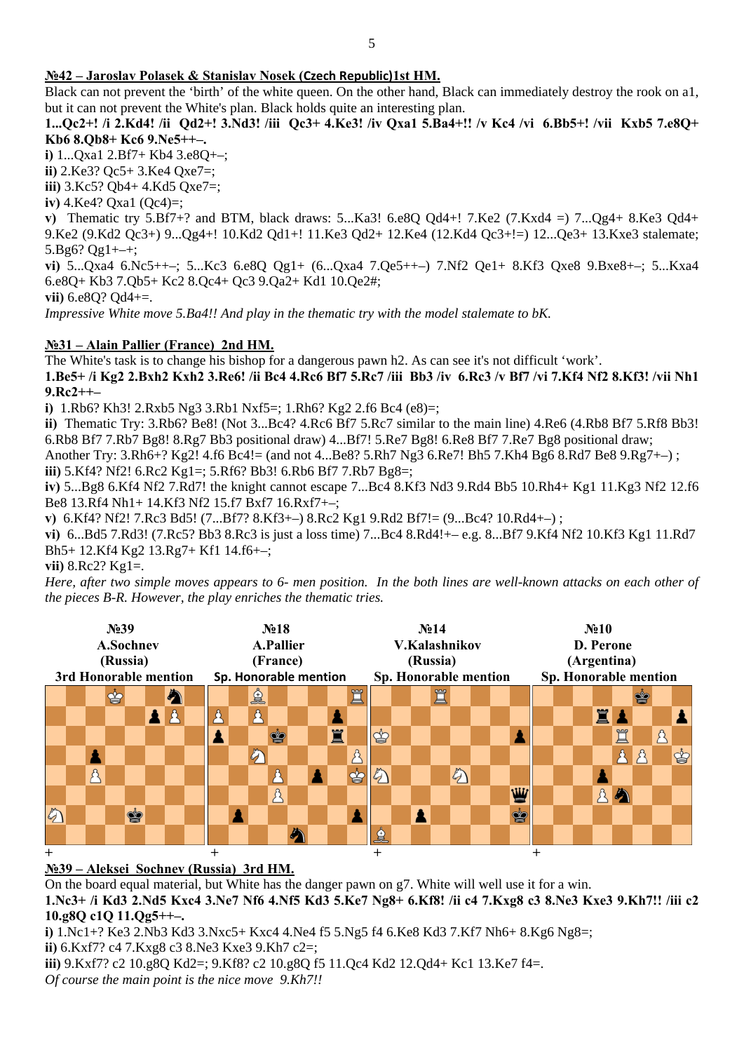**№42 – Jaroslav Polasek & Stanislav Nosek (Czech Republic)1st HM.**

Black can not prevent the 'birth' of the white queen. On the other hand, Black can immediately destroy the rook on a1, but it can not prevent the White's plan. Black holds quite an interesting plan.

**1...Qc2+! /i 2.Kd4! /ii Qd2+! 3.Nd3! /iii Qc3+ 4.Ke3! /iv Qxa1 5.Ba4+!! /v Kc4 /vi 6.Bb5+! /vii Kxb5 7.e8Q+ Kb6 8.Qb8+ Kc6 9.Ne5++–.**

**i)** 1...Qxa1 2.Bf7+ Kb4 3.e8Q+–;

**ii)** 2.Ke3? Qc5+ 3.Ke4 Qxe7=;

**iii)** 3.Kc5? Qb4+ 4.Kd5 Qxe7=;

**iv)** 4.Ke4? Qxa1 (Qc4)=;

**v)** Thematic try 5.Bf7+? and BTM, black draws: 5...Ka3! 6.e8Q Qd4+! 7.Ke2 (7.Kxd4 =) 7...Qg4+ 8.Ke3 Qd4+ 9.Ke2 (9.Kd2 Qc3+) 9...Qg4+! 10.Kd2 Qd1+! 11.Ke3 Qd2+ 12.Ke4 (12.Kd4 Qc3+!=) 12...Qe3+ 13.Kxe3 stalemate; 5.Bg6? Qg1+–+;

**vi)** 5...Qxa4 6.Nc5++–; 5...Kc3 6.e8Q Qg1+ (6...Qxa4 7.Qe5++–) 7.Nf2 Qe1+ 8.Kf3 Qxe8 9.Bxe8+–; 5...Kxa4 6.e8Q+ Kb3 7.Qb5+ Kc2 8.Qc4+ Qc3 9.Qa2+ Kd1 10.Qe2#;

**vii)** 6.e8Q? Qd4+=.

*Impressive White move 5.Ba4!! And play in the thematic try with the model stalemate to bK.*

**№31 – Alain Pallier (France) 2nd HM.**

The White's task is to change his bishop for a dangerous pawn h2. As can see it's not difficult 'work'.

**1.Be5+ /i Kg2 2.Bxh2 Kxh2 3.Re6! /ii Bc4 4.Rc6 Bf7 5.Rc7 /iii Bb3 /iv 6.Rc3 /v Bf7 /vi 7.Kf4 Nf2 8.Kf3! /vii Nh1 9.Rc2++–**

**i)** 1.Rb6? Kh3! 2.Rxb5 Ng3 3.Rb1 Nxf5=; 1.Rh6? Kg2 2.f6 Bc4 (e8)=;

**ii)** Thematic Try: 3.Rb6? Be8! (Not 3...Bc4? 4.Rc6 Bf7 5.Rc7 similar to the main line) 4.Re6 (4.Rb8 Bf7 5.Rf8 Bb3! 6.Rb8 Bf7 7.Rb7 Bg8! 8.Rg7 Bb3 positional draw) 4...Bf7! 5.Re7 Bg8! 6.Re8 Bf7 7.Re7 Bg8 positional draw;
Another Try: 3.Rh6+? Kg2! 4.f6 Bc4!= (and not 4...Be8? 5.Rh7 Ng3 6.Re7! Bh5 7.Kh4 Bg6 8.Rd7 Be8 9.Rg7+–) ;

**iii)** 5.Kf4? Nf2! 6.Rc2 Kg1=; 5.Rf6? Bb3! 6.Rb6 Bf7 7.Rb7 Bg8=;

**iv)** 5...Bg8 6.Kf4 Nf2 7.Rd7! the knight cannot escape 7...Bc4 8.Kf3 Nd3 9.Rd4 Bb5 10.Rh4+ Kg1 11.Kg3 Nf2 12.f6 Be8 13.Rf4 Nh1+ 14.Kf3 Nf2 15.f7 Bxf7 16.Rxf7+–;

**v)** 6.Kf4? Nf2! 7.Rc3 Bd5! (7...Bf7? 8.Kf3+–) 8.Rc2 Kg1 9.Rd2 Bf7!= (9...Bc4? 10.Rd4+–) ;

**vi)** 6...Bd5 7.Rd3! (7.Rc5? Bb3 8.Rc3 is just a loss time) 7...Bc4 8.Rd4!+– e.g. 8...Bf7 9.Kf4 Nf2 10.Kf3 Kg1 11.Rd7 Bh5+ 12.Kf4 Kg2 13.Rg7+ Kf1 14.f6+–;

**vii)** 8.Rc2? Kg1=.

*Here, after two simple moves appears to 6- men position. In the both lines are well-known attacks on each other of the pieces B-R. However, the play enriches the thematic tries.*

| №39 | №18 | №14 | №10 |
|---|---|---|---|
| A.Sochnev | A.Pallier | V.Kalashnikov | D. Perone |
| (Russia) | (France) | (Russia) | (Argentina) |
| 3rd Honorable mention | Sp. Honorable mention | Sp. Honorable mention | Sp. Honorable mention |
| + | + | + | + |

**№39 – Aleksei Sochnev (Russia) 3rd HM.**

On the board equal material, but White has the danger pawn on g7. White will well use it for a win.

**1.Nc3+ /i Kd3 2.Nd5 Kxc4 3.Ne7 Nf6 4.Nf5 Kd3 5.Ke7 Ng8+ 6.Kf8! /ii c4 7.Kxg8 c3 8.Ne3 Kxe3 9.Kh7!! /iii c2 10.g8Q c1Q 11.Qg5++–.**

**i)** 1.Nc1+? Ke3 2.Nb3 Kd3 3.Nxc5+ Kxc4 4.Ne4 f5 5.Ng5 f4 6.Ke8 Kd3 7.Kf7 Nh6+ 8.Kg6 Ng8=;

**ii)** 6.Kxf7? c4 7.Kxg8 c3 8.Ne3 Kxe3 9.Kh7 c2=;

**iii)** 9.Kxf7? c2 10.g8Q Kd2=; 9.Kf8? c2 10.g8Q f5 11.Qc4 Kd2 12.Qd4+ Kc1 13.Ke7 f4=.

*Of course the main point is the nice move 9.Kh7!!*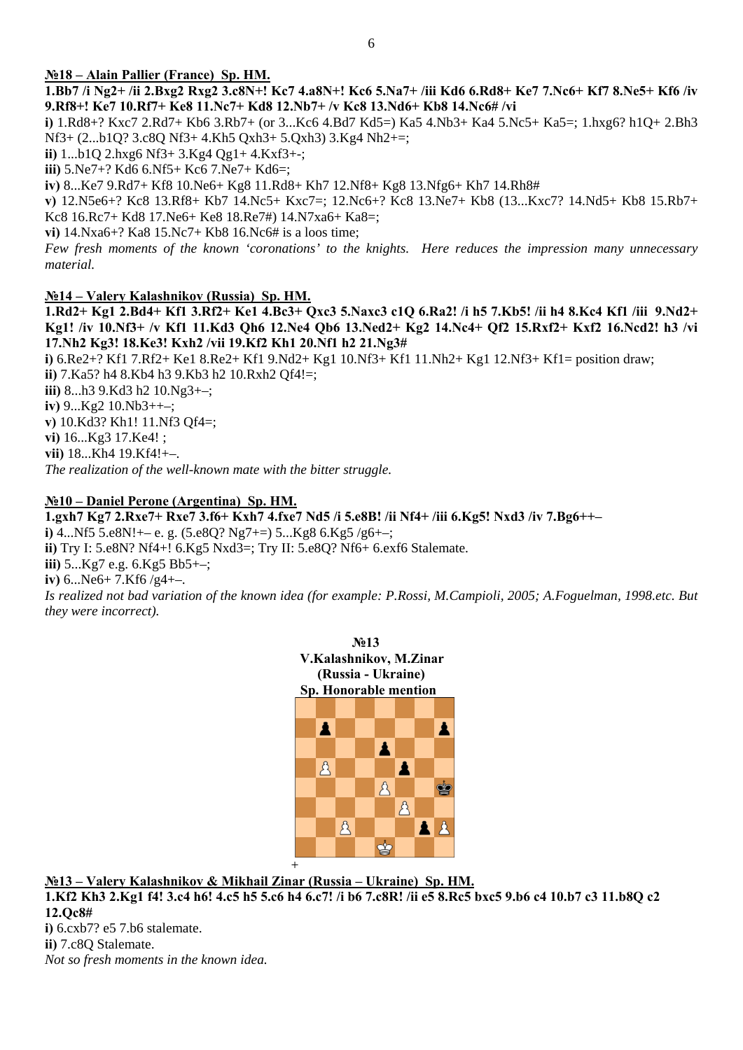**№18 – Alain Pallier (France) Sp. HM.**

**1.Bb7 /i Ng2+ /ii 2.Bxg2 Rxg2 3.c8N+! Kc7 4.a8N+! Kc6 5.Na7+ /iii Kd6 6.Rd8+ Ke7 7.Nc6+ Kf7 8.Ne5+ Kf6 /iv 9.Rf8+! Ke7 10.Rf7+ Ke8 11.Nc7+ Kd8 12.Nb7+ /v Kc8 13.Nd6+ Kb8 14.Nc6# /vi**

**i)** 1.Rd8+? Kxc7 2.Rd7+ Kb6 3.Rb7+ (or 3...Kc6 4.Bd7 Kd5=) Ka5 4.Nb3+ Ka4 5.Nc5+ Ka5=; 1.hxg6? h1Q+ 2.Bh3 Nf3+ (2...b1Q? 3.c8Q Nf3+ 4.Kh5 Qxh3+ 5.Qxh3) 3.Kg4 Nh2+=;

**ii)** 1...b1Q 2.hxg6 Nf3+ 3.Kg4 Qg1+ 4.Kxf3+-;

**iii)** 5.Ne7+? Kd6 6.Nf5+ Kc6 7.Ne7+ Kd6=;

**iv)** 8...Ke7 9.Rd7+ Kf8 10.Ne6+ Kg8 11.Rd8+ Kh7 12.Nf8+ Kg8 13.Nfg6+ Kh7 14.Rh8#

**v)** 12.N5e6+? Kc8 13.Rf8+ Kb7 14.Nc5+ Kxc7=; 12.Nc6+? Kc8 13.Ne7+ Kb8 (13...Kxc7? 14.Nd5+ Kb8 15.Rb7+ Kc8 16.Rc7+ Kd8 17.Ne6+ Ke8 18.Re7#) 14.N7xa6+ Ka8=;

**vi)** 14.Nxa6+? Ka8 15.Nc7+ Kb8 16.Nc6# is a loos time;

*Few fresh moments of the known 'coronations' to the knights. Here reduces the impression many unnecessary material.*

**№14 – Valery Kalashnikov (Russia) Sp. HM.**

**1.Rd2+ Kg1 2.Bd4+ Kf1 3.Rf2+ Ke1 4.Bc3+ Qxc3 5.Naxc3 c1Q 6.Ra2! /i h5 7.Kb5! /ii h4 8.Kc4 Kf1 /iii 9.Nd2+ Kg1! /iv 10.Nf3+ /v Kf1 11.Kd3 Qh6 12.Ne4 Qb6 13.Ned2+ Kg2 14.Nc4+ Qf2 15.Rxf2+ Kxf2 16.Ncd2! h3 /vi 17.Nh2 Kg3! 18.Ke3! Kxh2 /vii 19.Kf2 Kh1 20.Nf1 h2 21.Ng3#**

**i)** 6.Re2+? Kf1 7.Rf2+ Ke1 8.Re2+ Kf1 9.Nd2+ Kg1 10.Nf3+ Kf1 11.Nh2+ Kg1 12.Nf3+ Kf1= position draw;

**ii)** 7.Ka5? h4 8.Kb4 h3 9.Kb3 h2 10.Rxh2 Qf4!=;

**iii)** 8...h3 9.Kd3 h2 10.Ng3+–;

**iv)** 9...Kg2 10.Nb3++–;

**v)** 10.Kd3? Kh1! 11.Nf3 Qf4=;

**vi)** 16...Kg3 17.Ke4! ;

**vii)** 18...Kh4 19.Kf4!+–.

*The realization of the well-known mate with the bitter struggle.*

**№10 – Daniel Perone (Argentina) Sp. HM.**

**1.gxh7 Kg7 2.Rxe7+ Rxe7 3.f6+ Kxh7 4.fxe7 Nd5 /i 5.e8B! /ii Nf4+ /iii 6.Kg5! Nxd3 /iv 7.Bg6++–**

**i)** 4...Nf5 5.e8N!+– e. g. (5.e8Q? Ng7+=) 5...Kg8 6.Kg5 /g6+–;

**ii)** Try I: 5.e8N? Nf4+! 6.Kg5 Nxd3=; Try II: 5.e8Q? Nf6+ 6.exf6 Stalemate.

**iii)** 5...Kg7 e.g. 6.Kg5 Bb5+–;

**iv)** 6...Ne6+ 7.Kf6 /g4+–.

*Is realized not bad variation of the known idea (for example: P.Rossi, M.Campioli, 2005; A.Foguelman, 1998.etc. But they were incorrect).*

**№13**
**V.Kalashnikov, M.Zinar**
**(Russia - Ukraine)**
**Sp. Honorable mention**

+

**№13 – Valery Kalashnikov & Mikhail Zinar (Russia – Ukraine) Sp. HM.**

**1.Kf2 Kh3 2.Kg1 f4! 3.c4 h6! 4.c5 h5 5.c6 h4 6.c7! /i b6 7.c8R! /ii e5 8.Rc5 bxc5 9.b6 c4 10.b7 c3 11.b8Q c2 12.Qc8#**

**i)** 6.cxb7? e5 7.b6 stalemate.

**ii)** 7.c8Q Stalemate.

*Not so fresh moments in the known idea.*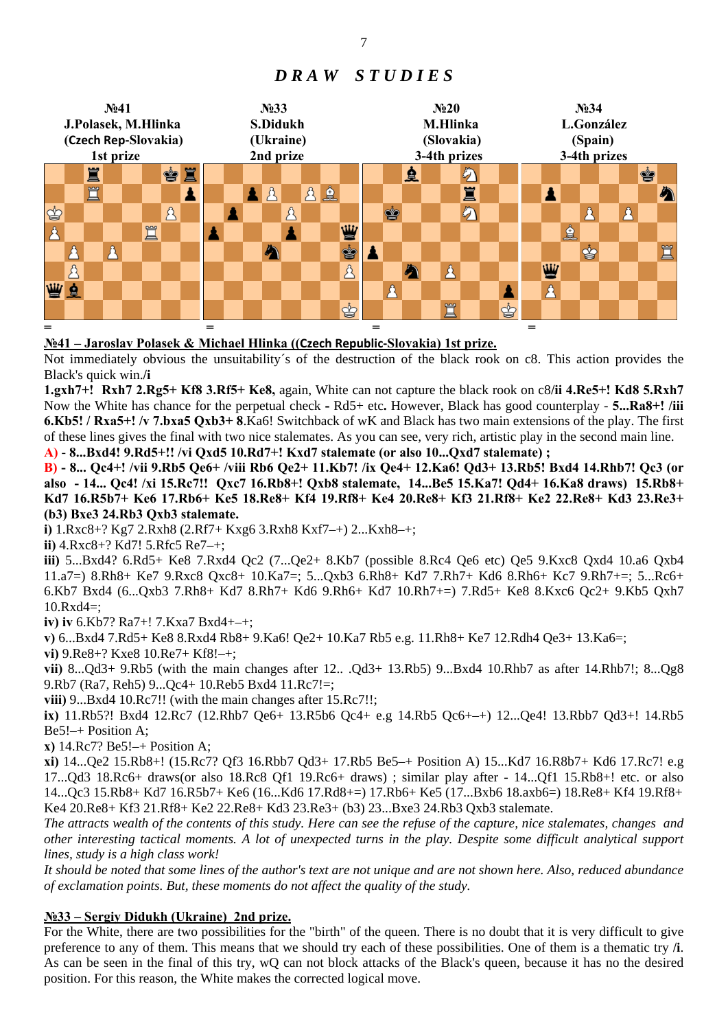# DRAW STUDIES

| №41 | №33 | №20 | №34 |
| --- | --- | --- | --- |
| J.Polasek, M.Hlinka | S.Didukh | M.Hlinka | L.González |
| (Czech Rep-Slovakia) | (Ukraine) | (Slovakia) | (Spain) |
| 1st prize | 2nd prize | 3-4th prizes | 3-4th prizes |
| = | = | = | = |

**№41 – Jaroslav Polasek & Michael Hlinka ((Czech Republic-Slovakia) 1st prize.**

Not immediately obvious the unsuitability´s of the destruction of the black rook on c8. This action provides the Black's quick win./**i**

**1.gxh7+! Rxh7 2.Rg5+ Kf8 3.Rf5+ Ke8,** again, White can not capture the black rook on c8/**ii 4.Re5+! Kd8 5.Rxh7** Now the White has chance for the perpetual check **-** Rd5+ etc**.** However, Black has good counterplay - **5...Ra8+! /iii 6.Kb5! / Rxa5+! /v 7.bxa5 Qxb3+ 8**.Ka6! Switchback of wK and Black has two main extensions of the play. The first of these lines gives the final with two nice stalemates. As you can see, very rich, artistic play in the second main line.

**A)** - **8...Bxd4! 9.Rd5+!! /vi Qxd5 10.Rd7+! Kxd7 stalemate (or also 10...Qxd7 stalemate) ;**

**B)** - **8... Qc4+! /vii 9.Rb5 Qe6+ /viii Rb6 Qe2+ 11.Kb7! /ix Qe4+ 12.Ka6! Qd3+ 13.Rb5! Bxd4 14.Rhb7! Qc3 (or also - 14... Qc4! /xi 15.Rc7!! Qxc7 16.Rb8+! Qxb8 stalemate, 14...Be5 15.Ka7! Qd4+ 16.Ka8 draws) 15.Rb8+ Kd7 16.R5b7+ Ke6 17.Rb6+ Ke5 18.Re8+ Kf4 19.Rf8+ Ke4 20.Re8+ Kf3 21.Rf8+ Ke2 22.Re8+ Kd3 23.Re3+ (b3) Bxe3 24.Rb3 Qxb3 stalemate.**

**i)** 1.Rxc8+? Kg7 2.Rxh8 (2.Rf7+ Kxg6 3.Rxh8 Kxf7–+) 2...Kxh8–+;

**ii)** 4.Rxc8+? Kd7! 5.Rfc5 Re7–+;

**iii)** 5...Bxd4? 6.Rd5+ Ke8 7.Rxd4 Qc2 (7...Qe2+ 8.Kb7 (possible 8.Rc4 Qe6 etc) Qe5 9.Kxc8 Qxd4 10.a6 Qxb4 11.a7=) 8.Rh8+ Ke7 9.Rxc8 Qxc8+ 10.Ka7=; 5...Qxb3 6.Rh8+ Kd7 7.Rh7+ Kd6 8.Rh6+ Kc7 9.Rh7+=; 5...Rc6+ 6.Kb7 Bxd4 (6...Qxb3 7.Rh8+ Kd7 8.Rh7+ Kd6 9.Rh6+ Kd7 10.Rh7+=) 7.Rd5+ Ke8 8.Kxc6 Qc2+ 9.Kb5 Qxh7 10.Rxd4=;

**iv) iv** 6.Kb7? Ra7+! 7.Kxa7 Bxd4+–+;

**v)** 6...Bxd4 7.Rd5+ Ke8 8.Rxd4 Rb8+ 9.Ka6! Qe2+ 10.Ka7 Rb5 e.g. 11.Rh8+ Ke7 12.Rdh4 Qe3+ 13.Ka6=;

**vi)** 9.Re8+? Kxe8 10.Re7+ Kf8!–+;

**vii)** 8...Qd3+ 9.Rb5 (with the main changes after 12.. .Qd3+ 13.Rb5) 9...Bxd4 10.Rhb7 as after 14.Rhb7!; 8...Qg8 9.Rb7 (Ra7, Reh5) 9...Qc4+ 10.Reb5 Bxd4 11.Rc7!=;

**viii)** 9...Bxd4 10.Rc7!! (with the main changes after 15.Rc7!!;

**ix)** 11.Rb5?! Bxd4 12.Rc7 (12.Rhb7 Qe6+ 13.R5b6 Qc4+ e.g 14.Rb5 Qc6+–+) 12...Qe4! 13.Rbb7 Qd3+! 14.Rb5 Be5!–+ Position A;

**x)** 14.Rc7? Be5!–+ Position A;

**xi)** 14...Qe2 15.Rb8+! (15.Rc7? Qf3 16.Rbb7 Qd3+ 17.Rb5 Be5–+ Position A) 15...Kd7 16.R8b7+ Kd6 17.Rc7! e.g 17...Qd3 18.Rc6+ draws(or also 18.Rc8 Qf1 19.Rc6+ draws) ; similar play after - 14...Qf1 15.Rb8+! etc. or also 14...Qc3 15.Rb8+ Kd7 16.R5b7+ Ke6 (16...Kd6 17.Rd8+=) 17.Rb6+ Ke5 (17...Bxb6 18.axb6=) 18.Re8+ Kf4 19.Rf8+ Ke4 20.Re8+ Kf3 21.Rf8+ Ke2 22.Re8+ Kd3 23.Re3+ (b3) 23...Bxe3 24.Rb3 Qxb3 stalemate.

*The attracts wealth of the contents of this study. Here can see the refuse of the capture, nice stalemates, changes and other interesting tactical moments. A lot of unexpected turns in the play. Despite some difficult analytical support lines, study is a high class work!*

*It should be noted that some lines of the author's text are not unique and are not shown here. Also, reduced abundance of exclamation points. But, these moments do not affect the quality of the study.*

**№33 – Sergiy Didukh (Ukraine) 2nd prize.**

For the White, there are two possibilities for the "birth" of the queen. There is no doubt that it is very difficult to give preference to any of them. This means that we should try each of these possibilities. One of them is a thematic try /**i**. As can be seen in the final of this try, wQ can not block attacks of the Black's queen, because it has no the desired position. For this reason, the White makes the corrected logical move.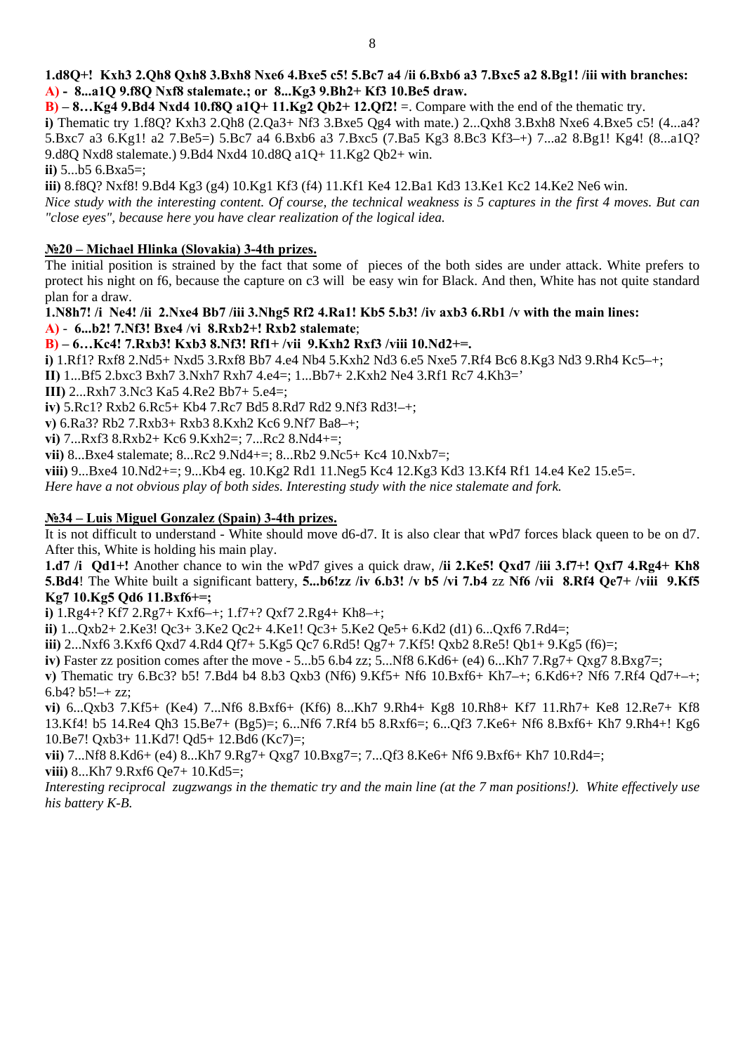**1.d8Q+! Kxh3 2.Qh8 Qxh8 3.Bxh8 Nxe6 4.Bxe5 c5! 5.Bc7 a4 /ii 6.Bxb6 a3 7.Bxc5 a2 8.Bg1! /iii with branches:**
**A) - 8...a1Q 9.f8Q Nxf8 stalemate.; or 8...Kg3 9.Bh2+ Kf3 10.Be5 draw.**
**B) – 8…Kg4 9.Bd4 Nxd4 10.f8Q a1Q+ 11.Kg2 Qb2+ 12.Qf2!** =. Compare with the end of the thematic try.
**i)** Thematic try 1.f8Q? Kxh3 2.Qh8 (2.Qa3+ Nf3 3.Bxe5 Qg4 with mate.) 2...Qxh8 3.Bxh8 Nxe6 4.Bxe5 c5! (4...a4? 5.Bxc7 a3 6.Kg1! a2 7.Be5=) 5.Bc7 a4 6.Bxb6 a3 7.Bxc5 (7.Ba5 Kg3 8.Bc3 Kf3–+) 7...a2 8.Bg1! Kg4! (8...a1Q? 9.d8Q Nxd8 stalemate.) 9.Bd4 Nxd4 10.d8Q a1Q+ 11.Kg2 Qb2+ win.
**ii)** 5...b5 6.Bxa5=;
**iii)** 8.f8Q? Nxf8! 9.Bd4 Kg3 (g4) 10.Kg1 Kf3 (f4) 11.Kf1 Ke4 12.Ba1 Kd3 13.Ke1 Kc2 14.Ke2 Ne6 win.
*Nice study with the interesting content. Of course, the technical weakness is 5 captures in the first 4 moves. But can "close eyes", because here you have clear realization of the logical idea.*

## №20 – Michael Hlinka (Slovakia) 3-4th prizes.

The initial position is strained by the fact that some of pieces of the both sides are under attack. White prefers to protect his night on f6, because the capture on c3 will be easy win for Black. And then, White has not quite standard plan for a draw.
**1.N8h7! /i Ne4! /ii 2.Nxe4 Bb7 /iii 3.Nhg5 Rf2 4.Ra1! Kb5 5.b3! /iv axb3 6.Rb1 /v with the main lines:**
**A) - 6...b2! 7.Nf3! Bxe4 /vi 8.Rxb2+! Rxb2 stalemate**;
**B) – 6…Kc4! 7.Rxb3! Kxb3 8.Nf3! Rf1+ /vii 9.Kxh2 Rxf3 /viii 10.Nd2+=.**
**i)** 1.Rf1? Rxf8 2.Nd5+ Nxd5 3.Rxf8 Bb7 4.e4 Nb4 5.Kxh2 Nd3 6.e5 Nxe5 7.Rf4 Bc6 8.Kg3 Nd3 9.Rh4 Kc5–+;
**II)** 1...Bf5 2.bxc3 Bxh7 3.Nxh7 Rxh7 4.e4=; 1...Bb7+ 2.Kxh2 Ne4 3.Rf1 Rc7 4.Kh3='
**III)** 2...Rxh7 3.Nc3 Ka5 4.Re2 Bb7+ 5.e4=;
**iv)** 5.Rc1? Rxb2 6.Rc5+ Kb4 7.Rc7 Bd5 8.Rd7 Rd2 9.Nf3 Rd3!–+;
**v)** 6.Ra3? Rb2 7.Rxb3+ Rxb3 8.Kxh2 Kc6 9.Nf7 Ba8–+;
**vi)** 7...Rxf3 8.Rxb2+ Kc6 9.Kxh2=; 7...Rc2 8.Nd4+=;
**vii)** 8...Bxe4 stalemate; 8...Rc2 9.Nd4+=; 8...Rb2 9.Nc5+ Kc4 10.Nxb7=;
**viii)** 9...Bxe4 10.Nd2+=; 9...Kb4 eg. 10.Kg2 Rd1 11.Neg5 Kc4 12.Kg3 Kd3 13.Kf4 Rf1 14.e4 Ke2 15.e5=.
*Here have a not obvious play of both sides. Interesting study with the nice stalemate and fork.*

## №34 – Luis Miguel Gonzalez (Spain) 3-4th prizes.

It is not difficult to understand - White should move d6-d7. It is also clear that wPd7 forces black queen to be on d7. After this, White is holding his main play.
**1.d7 /i Qd1+!** Another chance to win the wPd7 gives a quick draw, **/ii 2.Ke5! Qxd7 /iii 3.f7+! Qxf7 4.Rg4+ Kh8 5.Bd4**! The White built a significant battery, **5...b6!zz /iv 6.b3! /v b5 /vi 7.b4** zz **Nf6 /vii 8.Rf4 Qe7+ /viii 9.Kf5 Kg7 10.Kg5 Qd6 11.Bxf6+=;**
**i)** 1.Rg4+? Kf7 2.Rg7+ Kxf6–+; 1.f7+? Qxf7 2.Rg4+ Kh8–+;
**ii)** 1...Qxb2+ 2.Ke3! Qc3+ 3.Ke2 Qc2+ 4.Ke1! Qc3+ 5.Ke2 Qe5+ 6.Kd2 (d1) 6...Qxf6 7.Rd4=;
**iii)** 2...Nxf6 3.Kxf6 Qxd7 4.Rd4 Qf7+ 5.Kg5 Qc7 6.Rd5! Qg7+ 7.Kf5! Qxb2 8.Re5! Qb1+ 9.Kg5 (f6)=;
**iv)** Faster zz position comes after the move - 5...b5 6.b4 zz; 5...Nf8 6.Kd6+ (e4) 6...Kh7 7.Rg7+ Qxg7 8.Bxg7=;
**v)** Thematic try 6.Bc3? b5! 7.Bd4 b4 8.b3 Qxb3 (Nf6) 9.Kf5+ Nf6 10.Bxf6+ Kh7–+; 6.Kd6+? Nf6 7.Rf4 Qd7+–+; 6.b4? b5!–+ zz;
**vi)** 6...Qxb3 7.Kf5+ (Ke4) 7...Nf6 8.Bxf6+ (Kf6) 8...Kh7 9.Rh4+ Kg8 10.Rh8+ Kf7 11.Rh7+ Ke8 12.Re7+ Kf8 13.Kf4! b5 14.Re4 Qh3 15.Be7+ (Bg5)=; 6...Nf6 7.Rf4 b5 8.Rxf6=; 6...Qf3 7.Ke6+ Nf6 8.Bxf6+ Kh7 9.Rh4+! Kg6 10.Be7! Qxb3+ 11.Kd7! Qd5+ 12.Bd6 (Kc7)=;
**vii)** 7...Nf8 8.Kd6+ (e4) 8...Kh7 9.Rg7+ Qxg7 10.Bxg7=; 7...Qf3 8.Ke6+ Nf6 9.Bxf6+ Kh7 10.Rd4=;
**viii)** 8...Kh7 9.Rxf6 Qe7+ 10.Kd5=;
*Interesting reciprocal zugzwangs in the thematic try and the main line (at the 7 man positions!). White effectively use his battery K-B.*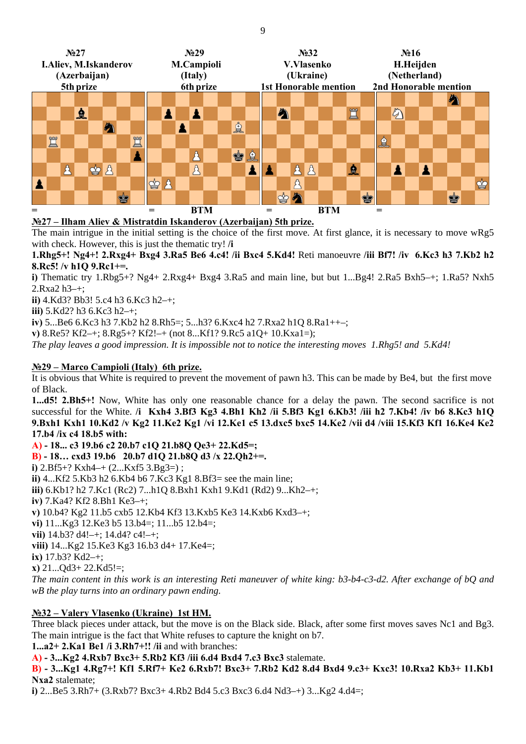| №27 | №29 | №32 | №16 |
|---|---|---|---|
| I.Aliev, M.Iskanderov | M.Campioli | V.Vlasenko | H.Heijden |
| (Azerbaijan) | (Italy) | (Ukraine) | (Netherland) |
| 5th prize | 6th prize | 1st Honorable mention | 2nd Honorable mention |
| = | = BTM | = BTM | = |

**№27 – Ilham Aliev & Mistratdin Iskanderov (Azerbaijan) 5th prize.**

The main intrigue in the initial setting is the choice of the first move. At first glance, it is necessary to move wRg5 with check. However, this is just the thematic try! **/i**

**1.Rhg5+! Ng4+! 2.Rxg4+ Bxg4 3.Ra5 Be6 4.c4! /ii Bxc4 5.Kd4!** Reti manoeuvre **/iii Bf7! /iv 6.Kc3 h3 7.Kb2 h2 8.Rc5! /v h1Q 9.Rc1+=.**

**i)** Thematic try 1.Rbg5+? Ng4+ 2.Rxg4+ Bxg4 3.Ra5 and main line, but but 1...Bg4! 2.Ra5 Bxh5–+; 1.Ra5? Nxh5 2.Rxa2 h3–+;

**ii)** 4.Kd3? Bb3! 5.c4 h3 6.Kc3 h2–+;

**iii)** 5.Kd2? h3 6.Kc3 h2–+;

**iv)** 5...Be6 6.Kc3 h3 7.Kb2 h2 8.Rh5=; 5...h3? 6.Kxc4 h2 7.Rxa2 h1Q 8.Ra1++–;

**v)** 8.Re5? Kf2–+; 8.Rg5+? Kf2!–+ (not 8...Kf1? 9.Rc5 a1Q+ 10.Kxa1=);

*The play leaves a good impression. It is impossible not to notice the interesting moves 1.Rhg5! and 5.Kd4!*

**№29 – Marco Campioli (Italy) 6th prize.**

It is obvious that White is required to prevent the movement of pawn h3. This can be made by Be4, but the first move of Black.

**1...d5! 2.Bh5+!** Now, White has only one reasonable chance for a delay the pawn. The second sacrifice is not successful for the White. **/i Kxh4 3.Bf3 Kg3 4.Bh1 Kh2 /ii 5.Bf3 Kg1 6.Kb3! /iii h2 7.Kb4! /iv b6 8.Kc3 h1Q 9.Bxh1 Kxh1 10.Kd2 /v Kg2 11.Ke2 Kg1 /vi 12.Ke1 c5 13.dxc5 bxc5 14.Ke2 /vii d4 /viii 15.Kf3 Kf1 16.Ke4 Ke2 17.b4 /ix c4 18.b5 with:**

**A) - 18... c3 19.b6 c2 20.b7 c1Q 21.b8Q Qe3+ 22.Kd5=;**

**B) - 18… cxd3 19.b6 20.b7 d1Q 21.b8Q d3 /x 22.Qh2+=.**

**i)** 2.Bf5+? Kxh4–+ (2...Kxf5 3.Bg3=) ;

**ii)** 4...Kf2 5.Kb3 h2 6.Kb4 b6 7.Kc3 Kg1 8.Bf3= see the main line;

**iii)** 6.Kb1? h2 7.Kc1 (Rc2) 7...h1Q 8.Bxh1 Kxh1 9.Kd1 (Rd2) 9...Kh2–+;

**iv)** 7.Ka4? Kf2 8.Bh1 Ke3–+;

**v)** 10.b4? Kg2 11.b5 cxb5 12.Kb4 Kf3 13.Kxb5 Ke3 14.Kxb6 Kxd3–+;

**vi)** 11...Kg3 12.Ke3 b5 13.b4=; 11...b5 12.b4=;

**vii)** 14.b3? d4!–+; 14.d4? c4!–+;

**viii)** 14...Kg2 15.Ke3 Kg3 16.b3 d4+ 17.Ke4=;

**ix)** 17.b3? Kd2–+;

**x)** 21...Qd3+ 22.Kd5!=;

*The main content in this work is an interesting Reti maneuver of white king: b3-b4-c3-d2. After exchange of bQ and wB the play turns into an ordinary pawn ending.*

**№32 – Valery Vlasenko (Ukraine) 1st HM.**

Three black pieces under attack, but the move is on the Black side. Black, after some first moves saves Nc1 and Bg3. The main intrigue is the fact that White refuses to capture the knight on b7.

**1...a2+ 2.Ka1 Be1 /i 3.Rh7+!! /ii** and with branches:

**A) - 3...Kg2 4.Rxb7 Bxc3+ 5.Rb2 Kf3 /iii 6.d4 Bxd4 7.c3 Bxc3** stalemate.

**B) - 3...Kg1 4.Rg7+! Kf1 5.Rf7+ Ke2 6.Rxb7! Bxc3+ 7.Rb2 Kd2 8.d4 Bxd4 9.c3+ Kxc3! 10.Rxa2 Kb3+ 11.Kb1 Nxa2** stalemate;

**i)** 2...Be5 3.Rh7+ (3.Rxb7? Bxc3+ 4.Rb2 Bd4 5.c3 Bxc3 6.d4 Nd3–+) 3...Kg2 4.d4=;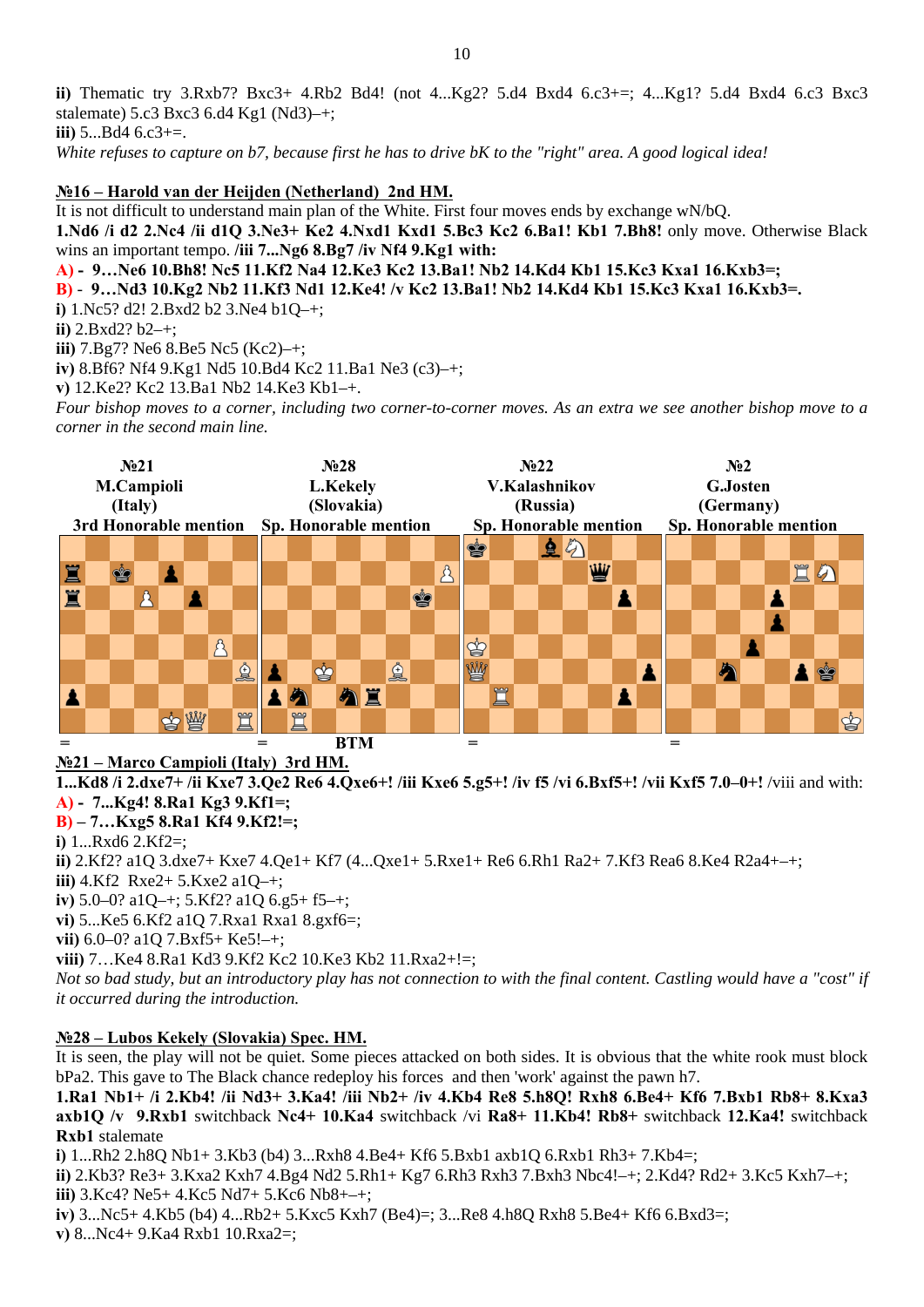**ii)** Thematic try 3.Rxb7? Bxc3+ 4.Rb2 Bd4! (not 4...Kg2? 5.d4 Bxd4 6.c3+=; 4...Kg1? 5.d4 Bxd4 6.c3 Bxc3 stalemate) 5.c3 Bxc3 6.d4 Kg1 (Nd3)–+;
**iii)** 5...Bd4 6.c3+=.
*White refuses to capture on b7, because first he has to drive bK to the "right" area. A good logical idea!*

## №16 – Harold van der Heijden (Netherland) 2nd HM.

It is not difficult to understand main plan of the White. First four moves ends by exchange wN/bQ.
**1.Nd6 /i d2 2.Nc4 /ii d1Q 3.Ne3+ Ke2 4.Nxd1 Kxd1 5.Bc3 Kc2 6.Ba1! Kb1 7.Bh8!** only move. Otherwise Black wins an important tempo. **/iii 7...Ng6 8.Bg7 /iv Nf4 9.Kg1 with:**
**A) - 9…Ne6 10.Bh8! Nc5 11.Kf2 Na4 12.Ke3 Kc2 13.Ba1! Nb2 14.Kd4 Kb1 15.Kc3 Kxa1 16.Kxb3=;**
**B) - 9…Nd3 10.Kg2 Nb2 11.Kf3 Nd1 12.Ke4! /v Kc2 13.Ba1! Nb2 14.Kd4 Kb1 15.Kc3 Kxa1 16.Kxb3=.**
**i)** 1.Nc5? d2! 2.Bxd2 b2 3.Ne4 b1Q–+;
**ii)** 2.Bxd2? b2–+;
**iii)** 7.Bg7? Ne6 8.Be5 Nc5 (Kc2)–+;
**iv)** 8.Bf6? Nf4 9.Kg1 Nd5 10.Bd4 Kc2 11.Ba1 Ne3 (c3)–+;
**v)** 12.Ke2? Kc2 13.Ba1 Nb2 14.Ke3 Kb1–+.
*Four bishop moves to a corner, including two corner-to-corner moves. As an extra we see another bishop move to a corner in the second main line.*

| №21 | №28 | №22 | №2 |
|---|---|---|---|
| M.Campioli | L.Kekely | V.Kalashnikov | G.Josten |
| (Italy) | (Slovakia) | (Russia) | (Germany) |
| 3rd Honorable mention | Sp. Honorable mention | Sp. Honorable mention | Sp. Honorable mention |
| = | = BTM | = | = |

## №21 – Marco Campioli (Italy) 3rd HM.

**1...Kd8 /i 2.dxe7+ /ii Kxe7 3.Qe2 Re6 4.Qxe6+! /iii Kxe6 5.g5+! /iv f5 /vi 6.Bxf5+! /vii Kxf5 7.0–0+!** /viii and with:
**A) - 7...Kg4! 8.Ra1 Kg3 9.Kf1=;**
**B) – 7…Kxg5 8.Ra1 Kf4 9.Kf2!=;**
**i)** 1...Rxd6 2.Kf2=;
**ii)** 2.Kf2? a1Q 3.dxe7+ Kxe7 4.Qe1+ Kf7 (4...Qxe1+ 5.Rxe1+ Re6 6.Rh1 Ra2+ 7.Kf3 Rea6 8.Ke4 R2a4+–+;
**iii)** 4.Kf2 Rxe2+ 5.Kxe2 a1Q–+;
**iv)** 5.0–0? a1Q–+; 5.Kf2? a1Q 6.g5+ f5–+;
**vi)** 5...Ke5 6.Kf2 a1Q 7.Rxa1 Rxa1 8.gxf6=;
**vii)** 6.0–0? a1Q 7.Bxf5+ Ke5!–+;
**viii)** 7…Ke4 8.Ra1 Kd3 9.Kf2 Kc2 10.Ke3 Kb2 11.Rxa2+!=;
*Not so bad study, but an introductory play has not connection to with the final content. Castling would have a "cost" if it occurred during the introduction.*

## №28 – Lubos Kekely (Slovakia) Spec. HM.

It is seen, the play will not be quiet. Some pieces attacked on both sides. It is obvious that the white rook must block bPa2. This gave to The Black chance redeploy his forces and then 'work' against the pawn h7.
**1.Ra1 Nb1+ /i 2.Kb4! /ii Nd3+ 3.Ka4! /iii Nb2+ /iv 4.Kb4 Re8 5.h8Q! Rxh8 6.Be4+ Kf6 7.Bxb1 Rb8+ 8.Kxa3 axb1Q /v 9.Rxb1** switchback **Nc4+ 10.Ka4** switchback /vi **Ra8+ 11.Kb4! Rb8+** switchback **12.Ka4!** switchback **Rxb1** stalemate
**i)** 1...Rh2 2.h8Q Nb1+ 3.Kb3 (b4) 3...Rxh8 4.Be4+ Kf6 5.Bxb1 axb1Q 6.Rxb1 Rh3+ 7.Kb4=;
**ii)** 2.Kb3? Re3+ 3.Kxa2 Kxh7 4.Bg4 Nd2 5.Rh1+ Kg7 6.Rh3 Rxh3 7.Bxh3 Nbc4!–+; 2.Kd4? Rd2+ 3.Kc5 Kxh7–+;
**iii)** 3.Kc4? Ne5+ 4.Kc5 Nd7+ 5.Kc6 Nb8+–+;
**iv)** 3...Nc5+ 4.Kb5 (b4) 4...Rb2+ 5.Kxc5 Kxh7 (Be4)=; 3...Re8 4.h8Q Rxh8 5.Be4+ Kf6 6.Bxd3=;
**v)** 8...Nc4+ 9.Ka4 Rxb1 10.Rxa2=;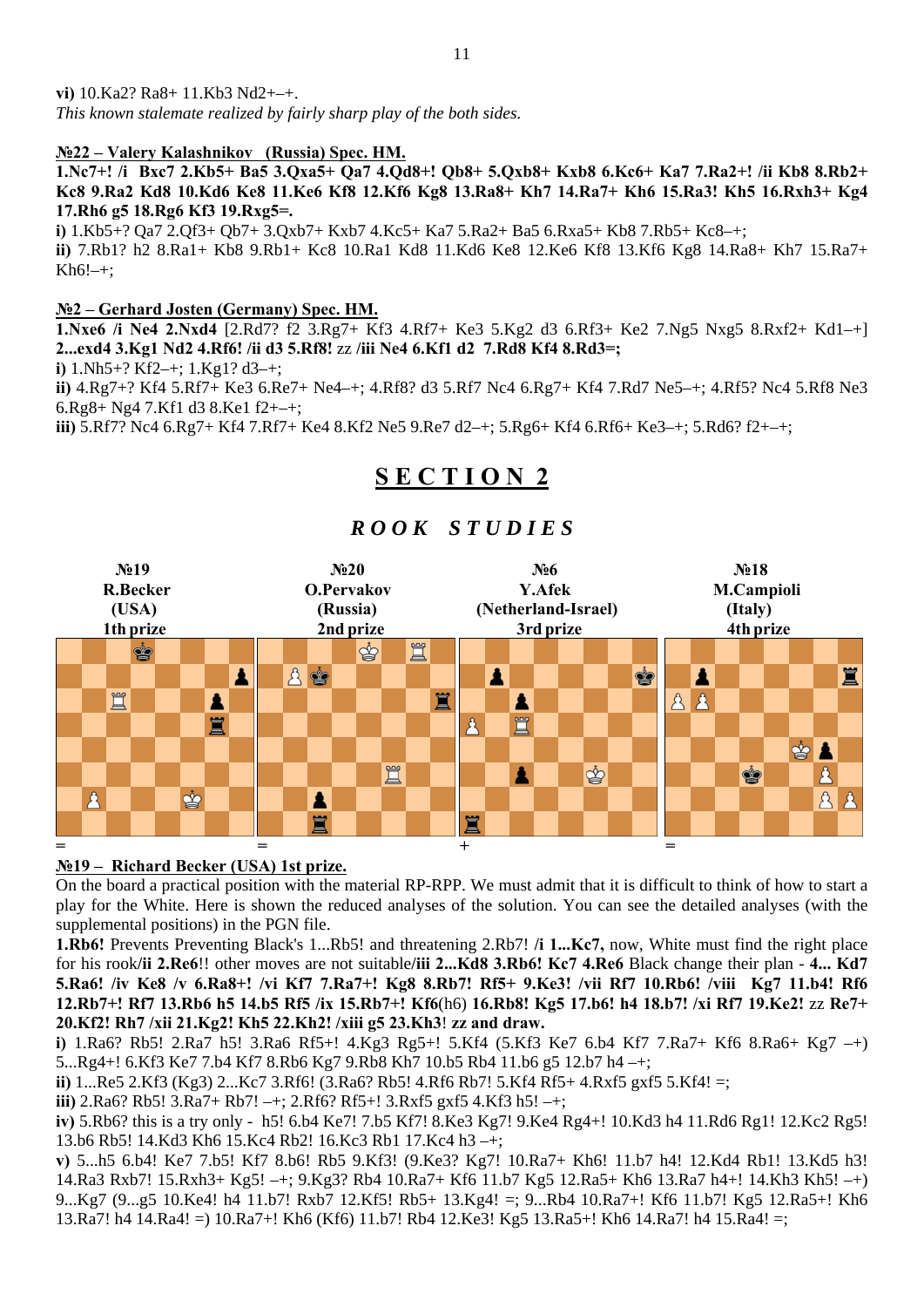**vi)** 10.Ka2? Ra8+ 11.Kb3 Nd2+–+.
*This known stalemate realized by fairly sharp play of the both sides.*

**№22 – Valery Kalashnikov (Russia) Spec. HM.**
**1.Nc7+! /i Bxc7 2.Kb5+ Ba5 3.Qxa5+ Qa7 4.Qd8+! Qb8+ 5.Qxb8+ Kxb8 6.Kc6+ Ka7 7.Ra2+! /ii Kb8 8.Rb2+ Kc8 9.Ra2 Kd8 10.Kd6 Ke8 11.Ke6 Kf8 12.Kf6 Kg8 13.Ra8+ Kh7 14.Ra7+ Kh6 15.Ra3! Kh5 16.Rxh3+ Kg4 17.Rh6 g5 18.Rg6 Kf3 19.Rxg5=.**
**i)** 1.Kb5+? Qa7 2.Qf3+ Qb7+ 3.Qxb7+ Kxb7 4.Kc5+ Ka7 5.Ra2+ Ba5 6.Rxa5+ Kb8 7.Rb5+ Kc8–+;
**ii)** 7.Rb1? h2 8.Ra1+ Kb8 9.Rb1+ Kc8 10.Ra1 Kd8 11.Kd6 Ke8 12.Ke6 Kf8 13.Kf6 Kg8 14.Ra8+ Kh7 15.Ra7+ Kh6!–+;

**№2 – Gerhard Josten (Germany) Spec. HM.**
**1.Nxe6 /i Ne4 2.Nxd4** [2.Rd7? f2 3.Rg7+ Kf3 4.Rf7+ Ke3 5.Kg2 d3 6.Rf3+ Ke2 7.Ng5 Nxg5 8.Rxf2+ Kd1–+] **2...exd4 3.Kg1 Nd2 4.Rf6! /ii d3 5.Rf8!** zz **/iii Ne4 6.Kf1 d2 7.Rd8 Kf4 8.Rd3=;**
**i)** 1.Nh5+? Kf2–+; 1.Kg1? d3–+;
**ii)** 4.Rg7+? Kf4 5.Rf7+ Ke3 6.Re7+ Ne4–+; 4.Rf8? d3 5.Rf7 Nc4 6.Rg7+ Kf4 7.Rd7 Ne5–+; 4.Rf5? Nc4 5.Rf8 Ne3 6.Rg8+ Ng4 7.Kf1 d3 8.Ke1 f2+–+;
**iii)** 5.Rf7? Nc4 6.Rg7+ Kf4 7.Rf7+ Ke4 8.Kf2 Ne5 9.Re7 d2–+; 5.Rg6+ Kf4 6.Rf6+ Ke3–+; 5.Rd6? f2+–+;

# SECTION 2

## *ROOK STUDIES*

| №19 R.Becker (USA) 1th prize | №20 O.Pervakov (Russia) 2nd prize | №6 Y.Afek (Netherland-Israel) 3rd prize | №18 M.Campioli (Italy) 4th prize |
|---|---|---|---|
| = | = | + | = |

**№19 – Richard Becker (USA) 1st prize.**
On the board a practical position with the material RP-RPP. We must admit that it is difficult to think of how to start a play for the White. Here is shown the reduced analyses of the solution. You can see the detailed analyses (with the supplemental positions) in the PGN file.
**1.Rb6!** Prevents Preventing Black's 1...Rb5! and threatening 2.Rb7! **/i 1...Kc7,** now, White must find the right place for his rook**/ii 2.Re6**!! other moves are not suitable**/iii 2...Kd8 3.Rb6! Kc7 4.Re6** Black change their plan - **4... Kd7 5.Ra6! /iv Ke8 /v 6.Ra8+! /vi Kf7 7.Ra7+! Kg8 8.Rb7! Rf5+ 9.Ke3! /vii Rf7 10.Rb6! /viii Kg7 11.b4! Rf6 12.Rb7+! Rf7 13.Rb6 h5 14.b5 Rf5 /ix 15.Rb7+! Kf6**(h6) **16.Rb8! Kg5 17.b6! h4 18.b7! /xi Rf7 19.Ke2!** zz **Re7+ 20.Kf2! Rh7 /xii 21.Kg2! Kh5 22.Kh2! /xiii g5 23.Kh3**! **zz and draw.**
**i)** 1.Ra6? Rb5! 2.Ra7 h5! 3.Ra6 Rf5+! 4.Kg3 Rg5+! 5.Kf4 (5.Kf3 Ke7 6.b4 Kf7 7.Ra7+ Kf6 8.Ra6+ Kg7 –+) 5...Rg4+! 6.Kf3 Ke7 7.b4 Kf7 8.Rb6 Kg7 9.Rb8 Kh7 10.b5 Rb4 11.b6 g5 12.b7 h4 –+;
**ii)** 1...Re5 2.Kf3 (Kg3) 2...Kc7 3.Rf6! (3.Ra6? Rb5! 4.Rf6 Rb7! 5.Kf4 Rf5+ 4.Rxf5 gxf5 5.Kf4! =;
**iii)** 2.Ra6? Rb5! 3.Ra7+ Rb7! –+; 2.Rf6? Rf5+! 3.Rxf5 gxf5 4.Kf3 h5! –+;
**iv)** 5.Rb6? this is a try only - h5! 6.b4 Ke7! 7.b5 Kf7! 8.Ke3 Kg7! 9.Ke4 Rg4+! 10.Kd3 h4 11.Rd6 Rg1! 12.Kc2 Rg5! 13.b6 Rb5! 14.Kd3 Kh6 15.Kc4 Rb2! 16.Kc3 Rb1 17.Kc4 h3 –+;
**v)** 5...h5 6.b4! Ke7 7.b5! Kf7 8.b6! Rb5 9.Kf3! (9.Ke3? Kg7! 10.Ra7+ Kh6! 11.b7 h4! 12.Kd4 Rb1! 13.Kd5 h3! 14.Ra3 Rxb7! 15.Rxh3+ Kg5! –+; 9.Kg3? Rb4 10.Ra7+ Kf6 11.b7 Kg5 12.Ra5+ Kh6 13.Ra7 h4+! 14.Kh3 Kh5! –+) 9...Kg7 (9...g5 10.Ke4! h4 11.b7! Rxb7 12.Kf5! Rb5+ 13.Kg4! =; 9...Rb4 10.Ra7+! Kf6 11.b7! Kg5 12.Ra5+! Kh6 13.Ra7! h4 14.Ra4! =) 10.Ra7+! Kh6 (Kf6) 11.b7! Rb4 12.Ke3! Kg5 13.Ra5+! Kh6 14.Ra7! h4 15.Ra4! =;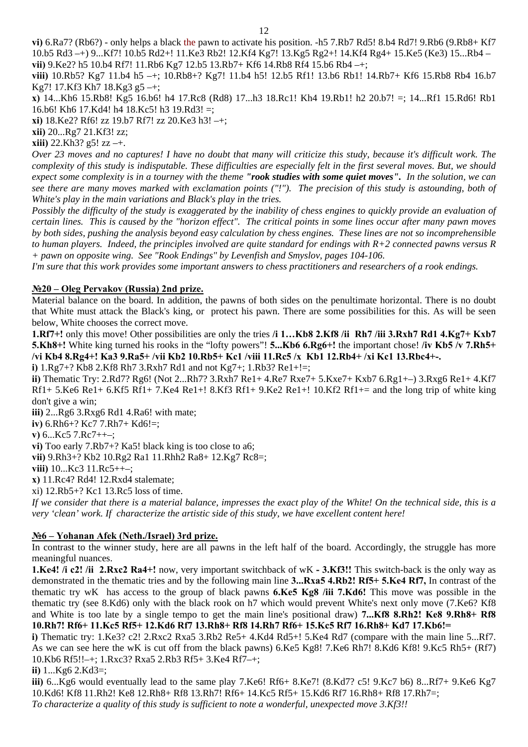**vi)** 6.Ra7? (Rb6?) - only helps a black the pawn to activate his position. -h5 7.Rb7 Rd5! 8.b4 Rd7! 9.Rb6 (9.Rb8+ Kf7 10.b5 Rd3 –+) 9...Kf7! 10.b5 Rd2+! 11.Ke3 Rb2! 12.Kf4 Kg7! 13.Kg5 Rg2+! 14.Kf4 Rg4+ 15.Ke5 (Ke3) 15...Rb4 –

**vii)** 9.Ke2? h5 10.b4 Rf7! 11.Rb6 Kg7 12.b5 13.Rb7+ Kf6 14.Rb8 Rf4 15.b6 Rb4 –+;

**viii)** 10.Rb5? Kg7 11.b4 h5 –+; 10.Rb8+? Kg7! 11.b4 h5! 12.b5 Rf1! 13.b6 Rb1! 14.Rb7+ Kf6 15.Rb8 Rb4 16.b7 Kg7! 17.Kf3 Kh7 18.Kg3 g5 –+;

**x)** 14...Kh6 15.Rb8! Kg5 16.b6! h4 17.Rc8 (Rd8) 17...h3 18.Rc1! Kh4 19.Rb1! h2 20.b7! =; 14...Rf1 15.Rd6! Rb1 16.b6! Kh6 17.Kd4! h4 18.Kc5! h3 19.Rd3! =;

**xi)** 18.Ke2? Rf6! zz 19.b7 Rf7! zz 20.Ke3 h3! –+;

**xii)** 20...Rg7 21.Kf3! zz;

**xiii)** 22.Kh3? g5! zz –+.

*Over 23 moves and no captures! I have no doubt that many will criticize this study, because it's difficult work. The complexity of this study is indisputable. These difficulties are especially felt in the first several moves. But, we should expect some complexity is in a tourney with the theme "**rook studies with some quiet moves**". In the solution, we can see there are many moves marked with exclamation points ("!"). The precision of this study is astounding, both of White's play in the main variations and Black's play in the tries.*

*Possibly the difficulty of the study is exaggerated by the inability of chess engines to quickly provide an evaluation of certain lines. This is caused by the "horizon effect". The critical points in some lines occur after many pawn moves by both sides, pushing the analysis beyond easy calculation by chess engines. These lines are not so incomprehensible to human players. Indeed, the principles involved are quite standard for endings with R+2 connected pawns versus R + pawn on opposite wing. See "Rook Endings" by Levenfish and Smyslov, pages 104-106.*

*I'm sure that this work provides some important answers to chess practitioners and researchers of a rook endings.*

## №20 – Oleg Pervakov (Russia) 2nd prize.

Material balance on the board. In addition, the pawns of both sides on the penultimate horizontal. There is no doubt that White must attack the Black's king, or protect his pawn. There are some possibilities for this. As will be seen below, White chooses the correct move.

**1.Rf7+!** only this move! Other possibilities are only the tries **/i 1…Kb8 2.Kf8 /ii Rh7 /iii 3.Rxh7 Rd1 4.Kg7+ Kxb7 5.Kh8+!** White king turned his rooks in the "lofty powers"! **5...Kb6 6.Rg6+!** the important chose! **/iv Kb5 /v 7.Rh5+ /vi Kb4 8.Rg4+! Ka3 9.Ra5+ /vii Kb2 10.Rb5+ Kc1 /viii 11.Rc5 /x Kb1 12.Rb4+ /xi Kc1 13.Rbc4+-.**

**i)** 1.Rg7+? Kb8 2.Kf8 Rh7 3.Rxh7 Rd1 and not Kg7+; 1.Rb3? Re1+!=;

**ii)** Thematic Try: 2.Rd7? Rg6! (Not 2...Rh7? 3.Rxh7 Re1+ 4.Re7 Rxe7+ 5.Kxe7+ Kxb7 6.Rg1+–) 3.Rxg6 Re1+ 4.Kf7 Rf1+ 5.Ke6 Re1+ 6.Kf5 Rf1+ 7.Ke4 Re1+! 8.Kf3 Rf1+ 9.Ke2 Re1+! 10.Kf2 Rf1+= and the long trip of white king don't give a win;

**iii)** 2...Rg6 3.Rxg6 Rd1 4.Ra6! with mate;

**iv)** 6.Rh6+? Kc7 7.Rh7+ Kd6!=;

**v)** 6...Kc5 7.Rc7++–;

**vi)** Too early 7.Rb7+? Ka5! black king is too close to a6;

**vii)** 9.Rh3+? Kb2 10.Rg2 Ra1 11.Rhh2 Ra8+ 12.Kg7 Rc8=;

**viii)** 10...Kc3 11.Rc5++–;

**x)** 11.Rc4? Rd4! 12.Rxd4 stalemate;

xi) 12.Rb5+? Kc1 13.Rc5 loss of time.

*If we consider that there is a material balance, impresses the exact play of the White! On the technical side, this is a very 'clean' work. If characterize the artistic side of this study, we have excellent content here!*

## №6 – Yohanan Afek (Neth./Israel) 3rd prize.

In contrast to the winner study, here are all pawns in the left half of the board. Accordingly, the struggle has more meaningful nuances.

**1.Ke4! /i c2! /ii 2.Rxc2 Ra4+!** now, very important switchback of wK **- 3.Kf3!!** This switch-back is the only way as demonstrated in the thematic tries and by the following main line **3...Rxa5 4.Rb2! Rf5+ 5.Ke4 Rf7,** In contrast of the thematic try wK has access to the group of black pawns **6.Ke5 Kg8 /iii 7.Kd6!** This move was possible in the thematic try (see 8.Kd6) only with the black rook on h7 which would prevent White's next only move (7.Ke6? Kf8 and White is too late by a single tempo to get the main line's positional draw) **7...Kf8 8.Rh2! Ke8 9.Rh8+ Rf8 10.Rh7! Rf6+ 11.Kc5 Rf5+ 12.Kd6 Rf7 13.Rh8+ Rf8 14.Rh7 Rf6+ 15.Kc5 Rf7 16.Rh8+ Kd7 17.Kb6!=**

**i)** Thematic try: 1.Ke3? c2! 2.Rxc2 Rxa5 3.Rb2 Re5+ 4.Kd4 Rd5+! 5.Ke4 Rd7 (compare with the main line 5...Rf7. As we can see here the wK is cut off from the black pawns) 6.Ke5 Kg8! 7.Ke6 Rh7! 8.Kd6 Kf8! 9.Kc5 Rh5+ (Rf7) 10.Kb6 Rf5!!–+; 1.Rxc3? Rxa5 2.Rb3 Rf5+ 3.Ke4 Rf7–+;

**ii)** 1...Kg6 2.Kd3=;

**iii)** 6...Kg6 would eventually lead to the same play 7.Ke6! Rf6+ 8.Ke7! (8.Kd7? c5! 9.Kc7 b6) 8...Rf7+ 9.Ke6 Kg7 10.Kd6! Kf8 11.Rh2! Ke8 12.Rh8+ Rf8 13.Rh7! Rf6+ 14.Kc5 Rf5+ 15.Kd6 Rf7 16.Rh8+ Rf8 17.Rh7=;

*To characterize a quality of this study is sufficient to note a wonderful, unexpected move 3.Kf3!!*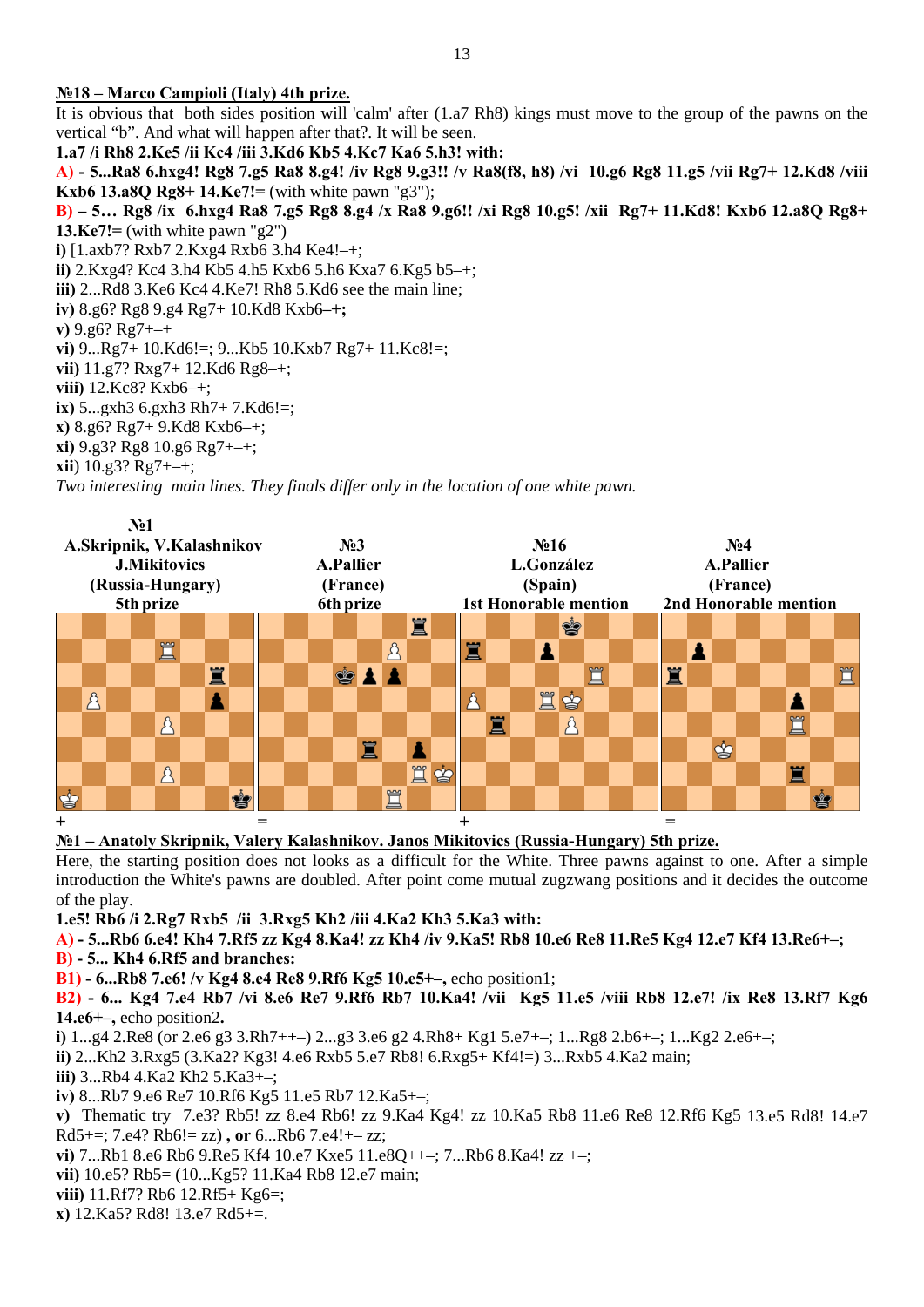**№18 – Marco Campioli (Italy) 4th prize.**

It is obvious that both sides position will 'calm' after (1.a7 Rh8) kings must move to the group of the pawns on the vertical "b". And what will happen after that?. It will be seen.

**1.a7 /i Rh8 2.Ke5 /ii Kc4 /iii 3.Kd6 Kb5 4.Kc7 Ka6 5.h3! with:**

**A) - 5...Ra8 6.hxg4! Rg8 7.g5 Ra8 8.g4! /iv Rg8 9.g3!! /v Ra8(f8, h8) /vi 10.g6 Rg8 11.g5 /vii Rg7+ 12.Kd8 /viii Kxb6 13.a8Q Rg8+ 14.Ke7!=** (with white pawn "g3");

**B) – 5… Rg8 /ix 6.hxg4 Ra8 7.g5 Rg8 8.g4 /x Ra8 9.g6!! /xi Rg8 10.g5! /xii Rg7+ 11.Kd8! Kxb6 12.a8Q Rg8+ 13.Ke7!=** (with white pawn "g2")

**i)** [1.axb7? Rxb7 2.Kxg4 Rxb6 3.h4 Ke4!–+;

**ii)** 2.Kxg4? Kc4 3.h4 Kb5 4.h5 Kxb6 5.h6 Kxa7 6.Kg5 b5–+;

**iii)** 2...Rd8 3.Ke6 Kc4 4.Ke7! Rh8 5.Kd6 see the main line;

**iv)** 8.g6? Rg8 9.g4 Rg7+ 10.Kd8 Kxb6–+**;**

**v)** 9.g6? Rg7+–+

**vi)** 9...Rg7+ 10.Kd6!=; 9...Kb5 10.Kxb7 Rg7+ 11.Kc8!=;

**vii)** 11.g7? Rxg7+ 12.Kd6 Rg8–+;

**viii)** 12.Kc8? Kxb6–+;

**ix)** 5...gxh3 6.gxh3 Rh7+ 7.Kd6!=;

**x)** 8.g6? Rg7+ 9.Kd8 Kxb6–+;

**xi)** 9.g3? Rg8 10.g6 Rg7+–+;

**xii)** 10.g3? Rg7+–+;

*Two interesting main lines. They finals differ only in the location of one white pawn.*

| **№1** A.Skripnik, V.Kalashnikov J.Mikitovics (Russia-Hungary) 5th prize | **№3** A.Pallier (France) 6th prize | **№16** L.González (Spain) 1st Honorable mention | **№4** A.Pallier (France) 2nd Honorable mention |
|---|---|---|---|
| + | = | + | = |

**№1 – Anatoly Skripnik, Valery Kalashnikov. Janos Mikitovics (Russia-Hungary) 5th prize.**

Here, the starting position does not looks as a difficult for the White. Three pawns against to one. After a simple introduction the White's pawns are doubled. After point come mutual zugzwang positions and it decides the outcome of the play.

**1.e5! Rb6 /i 2.Rg7 Rxb5 /ii 3.Rxg5 Kh2 /iii 4.Ka2 Kh3 5.Ka3 with:**

**A) - 5...Rb6 6.e4! Kh4 7.Rf5 zz Kg4 8.Ka4! zz Kh4 /iv 9.Ka5! Rb8 10.e6 Re8 11.Re5 Kg4 12.e7 Kf4 13.Re6+–;**

**B) - 5... Kh4 6.Rf5 and branches:**

**B1) - 6...Rb8 7.e6! /v Kg4 8.e4 Re8 9.Rf6 Kg5 10.e5+–**, echo position1;

**B2) - 6... Kg4 7.e4 Rb7 /vi 8.e6 Re7 9.Rf6 Rb7 10.Ka4! /vii Kg5 11.e5 /viii Rb8 12.e7! /ix Re8 13.Rf7 Kg6 14.e6+–, echo position2.**

**i)** 1...g4 2.Re8 (or 2.e6 g3 3.Rh7++–) 2...g3 3.e6 g2 4.Rh8+ Kg1 5.e7+–; 1...Rg8 2.b6+–; 1...Kg2 2.e6+–;

**ii)** 2...Kh2 3.Rxg5 (3.Ka2? Kg3! 4.e6 Rxb5 5.e7 Rb8! 6.Rxg5+ Kf4!=) 3...Rxb5 4.Ka2 main;

**iii)** 3...Rb4 4.Ka2 Kh2 5.Ka3+–;

**iv)** 8...Rb7 9.e6 Re7 10.Rf6 Kg5 11.e5 Rb7 12.Ka5+–;

**v)** Thematic try 7.e3? Rb5! zz 8.e4 Rb6! zz 9.Ka4 Kg4! zz 10.Ka5 Rb8 11.e6 Re8 12.Rf6 Kg5 13.e5 Rd8! 14.e7 Rd5+=; 7.e4? Rb6!= zz) **, or** 6...Rb6 7.e4!+– zz;

**vi)** 7...Rb1 8.e6 Rb6 9.Re5 Kf4 10.e7 Kxe5 11.e8Q++–; 7...Rb6 8.Ka4! zz +–;

**vii)** 10.e5? Rb5= (10...Kg5? 11.Ka4 Rb8 12.e7 main;

**viii)** 11.Rf7? Rb6 12.Rf5+ Kg6=;

**x)** 12.Ka5? Rd8! 13.e7 Rd5+=.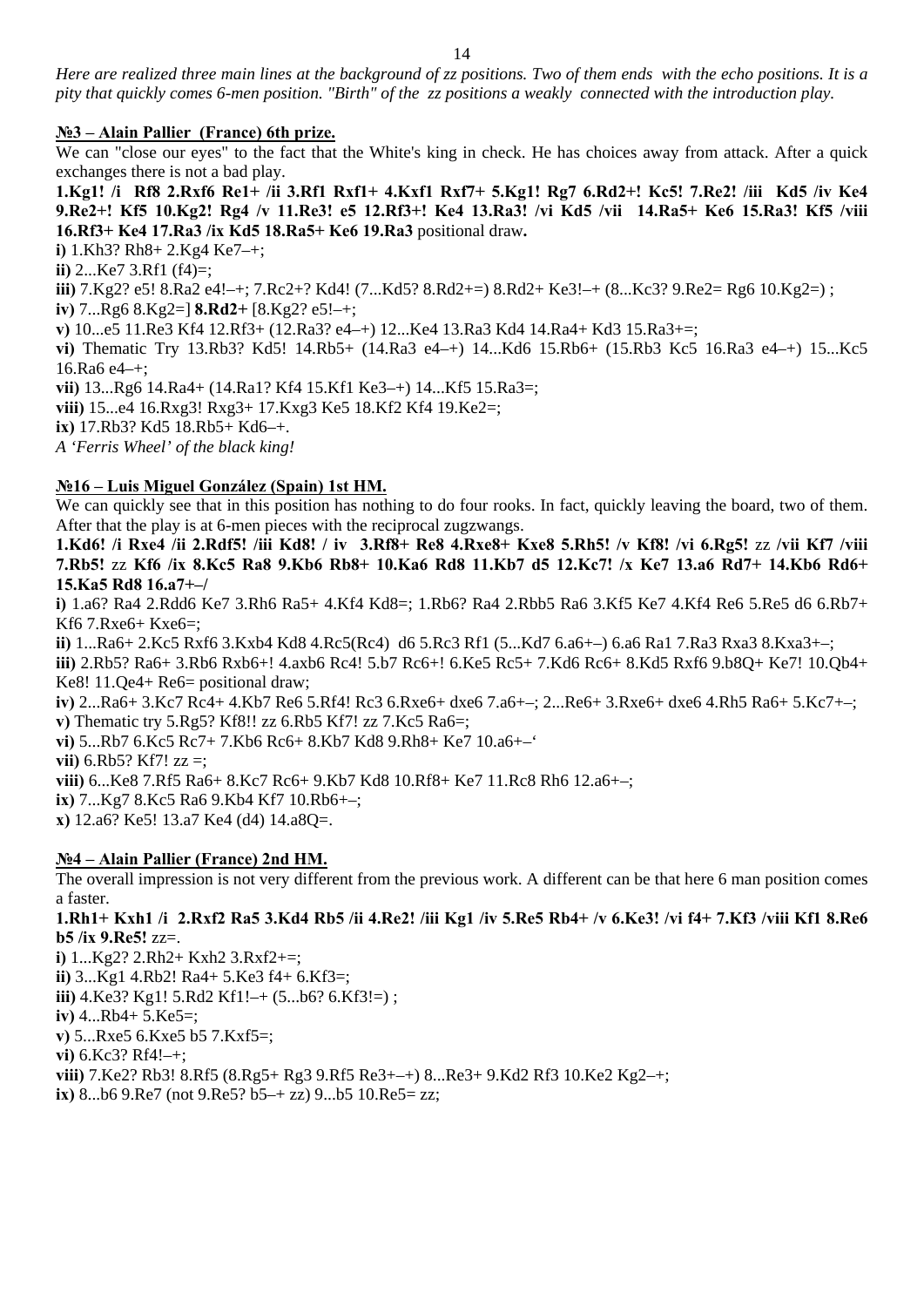*Here are realized three main lines at the background of zz positions. Two of them ends with the echo positions. It is a pity that quickly comes 6-men position. "Birth" of the zz positions a weakly connected with the introduction play.*

**№3 – Alain Pallier (France) 6th prize.**

We can "close our eyes" to the fact that the White's king in check. He has choices away from attack. After a quick exchanges there is not a bad play.

**1.Kg1! /i Rf8 2.Rxf6 Re1+ /ii 3.Rf1 Rxf1+ 4.Kxf1 Rxf7+ 5.Kg1! Rg7 6.Rd2+! Kc5! 7.Re2! /iii Kd5 /iv Ke4 9.Re2+! Kf5 10.Kg2! Rg4 /v 11.Re3! e5 12.Rf3+! Ke4 13.Ra3! /vi Kd5 /vii 14.Ra5+ Ke6 15.Ra3! Kf5 /viii 16.Rf3+ Ke4 17.Ra3 /ix Kd5 18.Ra5+ Ke6 19.Ra3** positional draw**.**

**i)** 1.Kh3? Rh8+ 2.Kg4 Ke7–+;

**ii)** 2...Ke7 3.Rf1 (f4)=;

**iii)** 7.Kg2? e5! 8.Ra2 e4!–+; 7.Rc2+? Kd4! (7...Kd5? 8.Rd2+=) 8.Rd2+ Ke3!–+ (8...Kc3? 9.Re2= Rg6 10.Kg2=) ;

**iv)** 7...Rg6 8.Kg2=] **8.Rd2+** [8.Kg2? e5!–+;

**v)** 10...e5 11.Re3 Kf4 12.Rf3+ (12.Ra3? e4–+) 12...Ke4 13.Ra3 Kd4 14.Ra4+ Kd3 15.Ra3+=;

**vi)** Thematic Try 13.Rb3? Kd5! 14.Rb5+ (14.Ra3 e4–+) 14...Kd6 15.Rb6+ (15.Rb3 Kc5 16.Ra3 e4–+) 15...Kc5 16.Ra6 e4–+;

**vii)** 13...Rg6 14.Ra4+ (14.Ra1? Kf4 15.Kf1 Ke3–+) 14...Kf5 15.Ra3=;

**viii)** 15...e4 16.Rxg3! Rxg3+ 17.Kxg3 Ke5 18.Kf2 Kf4 19.Ke2=;

**ix)** 17.Rb3? Kd5 18.Rb5+ Kd6–+.

*A 'Ferris Wheel' of the black king!*

**№16 – Luis Miguel González (Spain) 1st HM.**

We can quickly see that in this position has nothing to do four rooks. In fact, quickly leaving the board, two of them. After that the play is at 6-men pieces with the reciprocal zugzwangs.

**1.Kd6! /i Rxe4 /ii 2.Rdf5! /iii Kd8! / iv 3.Rf8+ Re8 4.Rxe8+ Kxe8 5.Rh5! /v Kf8! /vi 6.Rg5!** zz **/vii Kf7 /viii 7.Rb5!** zz **Kf6 /ix 8.Kc5 Ra8 9.Kb6 Rb8+ 10.Ka6 Rd8 11.Kb7 d5 12.Kc7! /x Ke7 13.a6 Rd7+ 14.Kb6 Rd6+ 15.Ka5 Rd8 16.a7+–/**

**i)** 1.a6? Ra4 2.Rdd6 Ke7 3.Rh6 Ra5+ 4.Kf4 Kd8=; 1.Rb6? Ra4 2.Rbb5 Ra6 3.Kf5 Ke7 4.Kf4 Re6 5.Re5 d6 6.Rb7+ Kf6 7.Rxe6+ Kxe6=;

**ii)** 1...Ra6+ 2.Kc5 Rxf6 3.Kxb4 Kd8 4.Rc5(Rc4) d6 5.Rc3 Rf1 (5...Kd7 6.a6+–) 6.a6 Ra1 7.Ra3 Rxa3 8.Kxa3+–;

**iii)** 2.Rb5? Ra6+ 3.Rb6 Rxb6+! 4.axb6 Rc4! 5.b7 Rc6+! 6.Ke5 Rc5+ 7.Kd6 Rc6+ 8.Kd5 Rxf6 9.b8Q+ Ke7! 10.Qb4+ Ke8! 11.Qe4+ Re6= positional draw;

**iv)** 2...Ra6+ 3.Kc7 Rc4+ 4.Kb7 Re6 5.Rf4! Rc3 6.Rxe6+ dxe6 7.a6+–; 2...Re6+ 3.Rxe6+ dxe6 4.Rh5 Ra6+ 5.Kc7+–;

**v)** Thematic try 5.Rg5? Kf8!! zz 6.Rb5 Kf7! zz 7.Kc5 Ra6=;

**vi)** 5...Rb7 6.Kc5 Rc7+ 7.Kb6 Rc6+ 8.Kb7 Kd8 9.Rh8+ Ke7 10.a6+–'

**vii)** 6.Rb5? Kf7! zz =;

**viii)** 6...Ke8 7.Rf5 Ra6+ 8.Kc7 Rc6+ 9.Kb7 Kd8 10.Rf8+ Ke7 11.Rc8 Rh6 12.a6+–;

**ix)** 7...Kg7 8.Kc5 Ra6 9.Kb4 Kf7 10.Rb6+–;

**x)** 12.a6? Ke5! 13.a7 Ke4 (d4) 14.a8Q=.

**№4 – Alain Pallier (France) 2nd HM.**

The overall impression is not very different from the previous work. A different can be that here 6 man position comes a faster.

**1.Rh1+ Kxh1 /i 2.Rxf2 Ra5 3.Kd4 Rb5 /ii 4.Re2! /iii Kg1 /iv 5.Re5 Rb4+ /v 6.Ke3! /vi f4+ 7.Kf3 /viii Kf1 8.Re6 b5 /ix 9.Re5!** zz=.

**i)** 1...Kg2? 2.Rh2+ Kxh2 3.Rxf2+=;

**ii)** 3...Kg1 4.Rb2! Ra4+ 5.Ke3 f4+ 6.Kf3=;

**iii)** 4.Ke3? Kg1! 5.Rd2 Kf1!–+ (5...b6? 6.Kf3!=) ;

**iv)** 4...Rb4+ 5.Ke5=;

**v)** 5...Rxe5 6.Kxe5 b5 7.Kxf5=;

**vi)** 6.Kc3? Rf4!–+;

**viii)** 7.Ke2? Rb3! 8.Rf5 (8.Rg5+ Rg3 9.Rf5 Re3+–+) 8...Re3+ 9.Kd2 Rf3 10.Ke2 Kg2–+;

**ix)** 8...b6 9.Re7 (not 9.Re5? b5–+ zz) 9...b5 10.Re5= zz;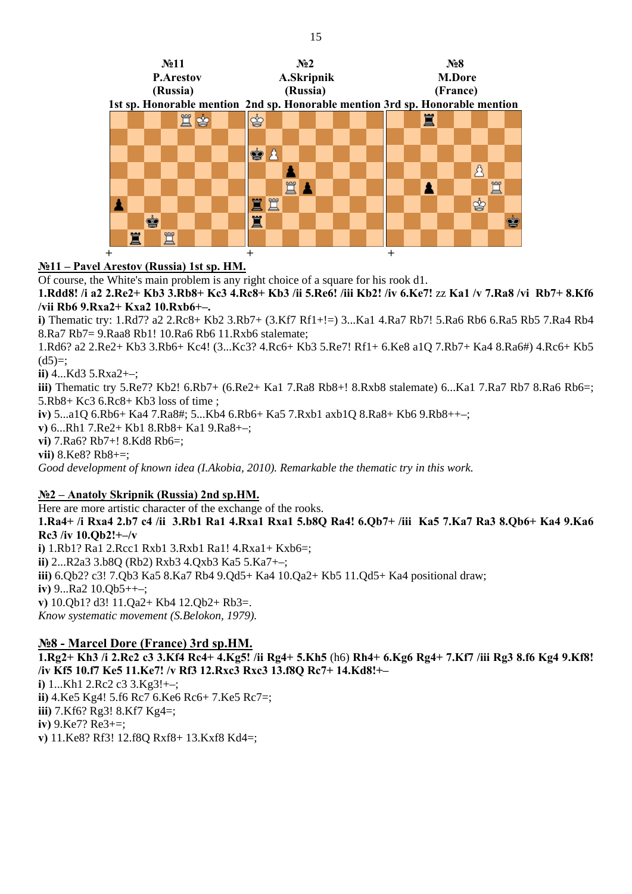**№11**
**P.Arestov**
**(Russia)**
**1st sp. Honorable mention**

**№2**
**A.Skripnik**
**(Russia)**
**2nd sp. Honorable mention**

**№8**
**M.Dore**
**(France)**
**3rd sp. Honorable mention**

\+ \+ \+

**№11 – Pavel Arestov (Russia) 1st sp. HM.**

Of course, the White's main problem is any right choice of a square for his rook d1.

**1.Rdd8! /i a2 2.Re2+ Kb3 3.Rb8+ Kc3 4.Rc8+ Kb3 /ii 5.Re6! /iii Kb2! /iv 6.Ke7!** zz **Ka1 /v 7.Ra8 /vi Rb7+ 8.Kf6 /vii Rb6 9.Rxa2+ Kxa2 10.Rxb6+–.**

**i)** Thematic try: 1.Rd7? a2 2.Rc8+ Kb2 3.Rb7+ (3.Kf7 Rf1+!=) 3...Ka1 4.Ra7 Rb7! 5.Ra6 Rb6 6.Ra5 Rb5 7.Ra4 Rb4 8.Ra7 Rb7= 9.Raa8 Rb1! 10.Ra6 Rb6 11.Rxb6 stalemate;

1.Rd6? a2 2.Re2+ Kb3 3.Rb6+ Kc4! (3...Kc3? 4.Rc6+ Kb3 5.Re7! Rf1+ 6.Ke8 a1Q 7.Rb7+ Ka4 8.Ra6#) 4.Rc6+ Kb5 (d5)=;

**ii)** 4...Kd3 5.Rxa2+–;

**iii)** Thematic try 5.Re7? Kb2! 6.Rb7+ (6.Re2+ Ka1 7.Ra8 Rb8+! 8.Rxb8 stalemate) 6...Ka1 7.Ra7 Rb7 8.Ra6 Rb6=; 5.Rb8+ Kc3 6.Rc8+ Kb3 loss of time ;

**iv)** 5...a1Q 6.Rb6+ Ka4 7.Ra8#; 5...Kb4 6.Rb6+ Ka5 7.Rxb1 axb1Q 8.Ra8+ Kb6 9.Rb8++–;

**v)** 6...Rh1 7.Re2+ Kb1 8.Rb8+ Ka1 9.Ra8+–;

**vi)** 7.Ra6? Rb7+! 8.Kd8 Rb6=;

**vii)** 8.Ke8? Rb8+=;

*Good development of known idea (I.Akobia, 2010). Remarkable the thematic try in this work.*

**№2 – Anatoly Skripnik (Russia) 2nd sp.HM.**

Here are more artistic character of the exchange of the rooks.

**1.Ra4+ /i Rxa4 2.b7 c4 /ii 3.Rb1 Ra1 4.Rxa1 Rxa1 5.b8Q Ra4! 6.Qb7+ /iii Ka5 7.Ka7 Ra3 8.Qb6+ Ka4 9.Ka6 Rc3 /iv 10.Qb2!+–/v**

**i)** 1.Rb1? Ra1 2.Rcc1 Rxb1 3.Rxb1 Ra1! 4.Rxa1+ Kxb6=;

**ii)** 2...R2a3 3.b8Q (Rb2) Rxb3 4.Qxb3 Ka5 5.Ka7+–;

**iii)** 6.Qb2? c3! 7.Qb3 Ka5 8.Ka7 Rb4 9.Qd5+ Ka4 10.Qa2+ Kb5 11.Qd5+ Ka4 positional draw;

**iv)** 9...Ra2 10.Qb5++–;

**v)** 10.Qb1? d3! 11.Qa2+ Kb4 12.Qb2+ Rb3=.

*Know systematic movement (S.Belokon, 1979).*

**№8 - Marcel Dore (France) 3rd sp.HM.**

**1.Rg2+ Kh3 /i 2.Rc2 c3 3.Kf4 Rc4+ 4.Kg5! /ii Rg4+ 5.Kh5** (h6) **Rh4+ 6.Kg6 Rg4+ 7.Kf7 /iii Rg3 8.f6 Kg4 9.Kf8! /iv Kf5 10.f7 Ke5 11.Ke7! /v Rf3 12.Rxc3 Rxc3 13.f8Q Rc7+ 14.Kd8!+–**

**i)** 1...Kh1 2.Rc2 c3 3.Kg3!+–;

**ii)** 4.Ke5 Kg4! 5.f6 Rc7 6.Ke6 Rc6+ 7.Ke5 Rc7=;

**iii)** 7.Kf6? Rg3! 8.Kf7 Kg4=;

**iv)** 9.Ke7? Re3+=;

**v)** 11.Ke8? Rf3! 12.f8Q Rxf8+ 13.Kxf8 Kd4=;